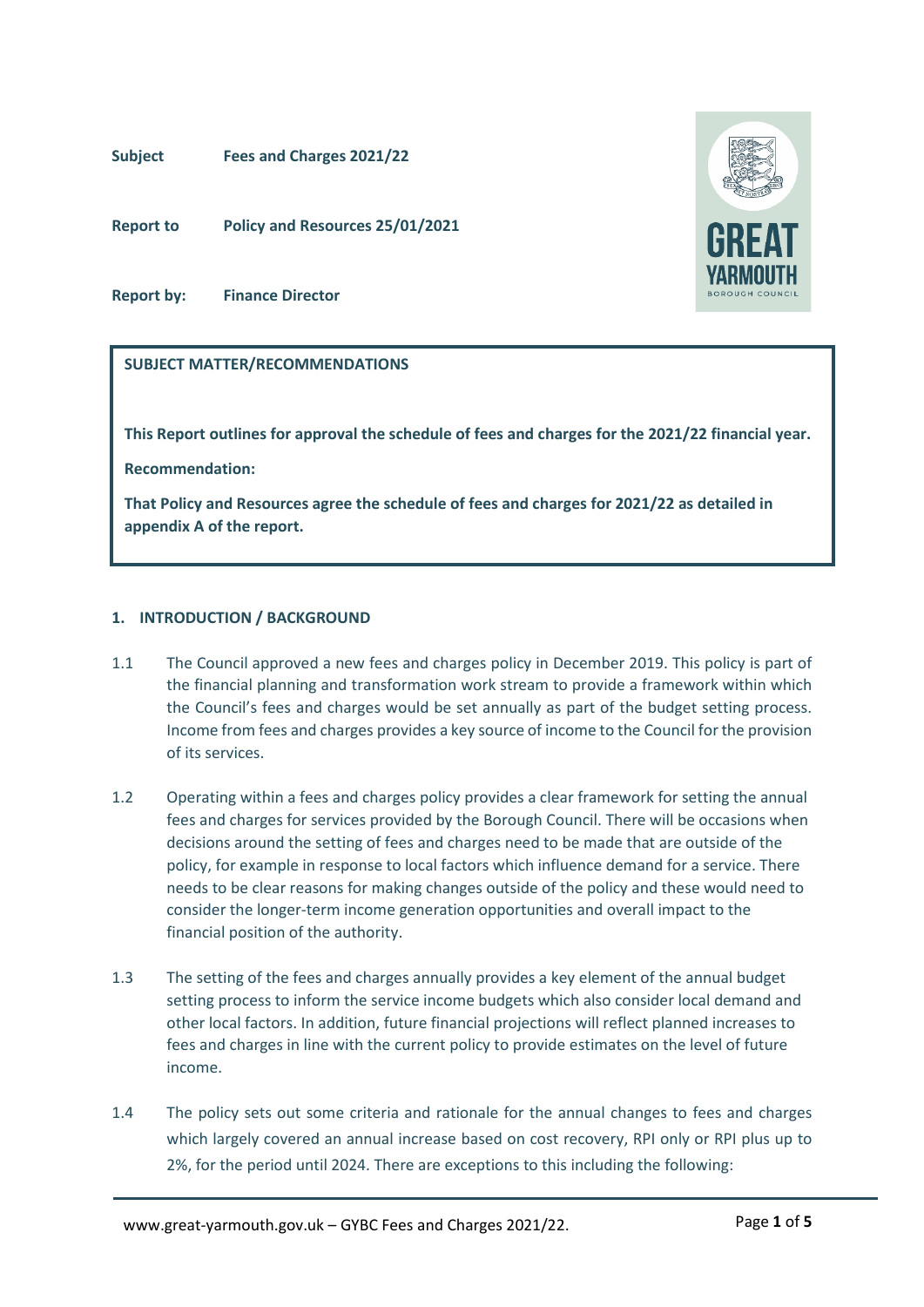**Subject** **Fees and Charges 2021/22**

**Report to** **Policy and Resources 25/01/2021**

**Report by:** **Finance Director**

**SUBJECT MATTER/RECOMMENDATIONS**

**This Report outlines for approval the schedule of fees and charges for the 2021/22 financial year.**

**Recommendation:**

**That Policy and Resources agree the schedule of fees and charges for 2021/22 as detailed in appendix A of the report.**

## 1. INTRODUCTION / BACKGROUND

1.1 The Council approved a new fees and charges policy in December 2019. This policy is part of the financial planning and transformation work stream to provide a framework within which the Council's fees and charges would be set annually as part of the budget setting process. Income from fees and charges provides a key source of income to the Council for the provision of its services.

1.2 Operating within a fees and charges policy provides a clear framework for setting the annual fees and charges for services provided by the Borough Council. There will be occasions when decisions around the setting of fees and charges need to be made that are outside of the policy, for example in response to local factors which influence demand for a service. There needs to be clear reasons for making changes outside of the policy and these would need to consider the longer-term income generation opportunities and overall impact to the financial position of the authority.

1.3 The setting of the fees and charges annually provides a key element of the annual budget setting process to inform the service income budgets which also consider local demand and other local factors. In addition, future financial projections will reflect planned increases to fees and charges in line with the current policy to provide estimates on the level of future income.

1.4 The policy sets out some criteria and rationale for the annual changes to fees and charges which largely covered an annual increase based on cost recovery, RPI only or RPI plus up to 2%, for the period until 2024. There are exceptions to this including the following: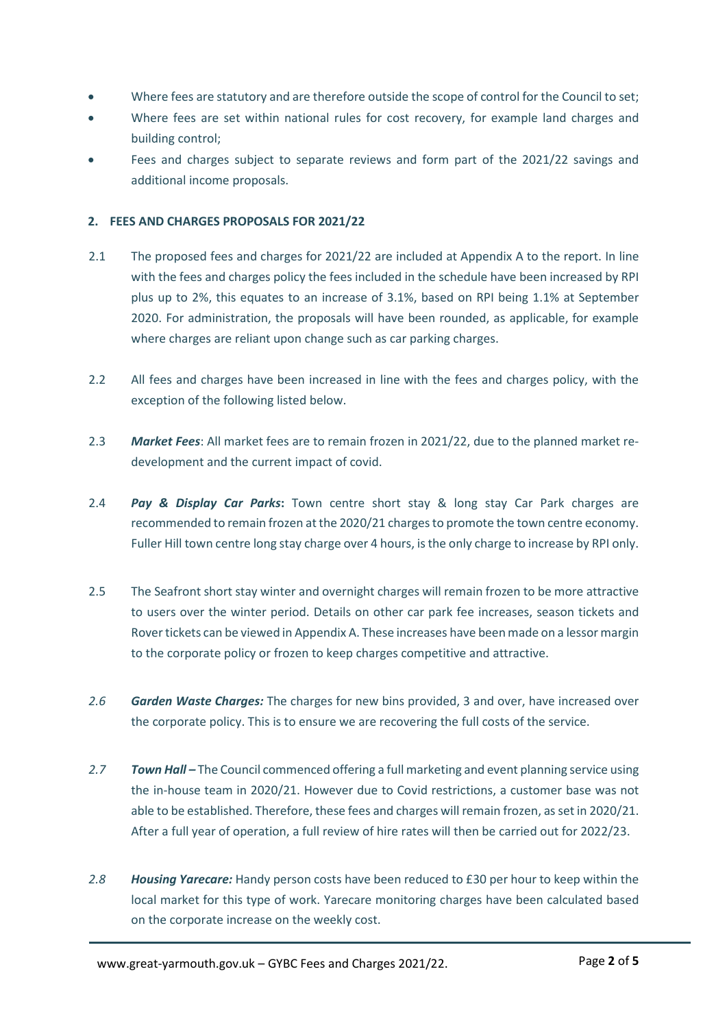- Where fees are statutory and are therefore outside the scope of control for the Council to set;
- Where fees are set within national rules for cost recovery, for example land charges and building control;
- Fees and charges subject to separate reviews and form part of the 2021/22 savings and additional income proposals.

## 2. FEES AND CHARGES PROPOSALS FOR 2021/22

2.1 The proposed fees and charges for 2021/22 are included at Appendix A to the report. In line with the fees and charges policy the fees included in the schedule have been increased by RPI plus up to 2%, this equates to an increase of 3.1%, based on RPI being 1.1% at September 2020. For administration, the proposals will have been rounded, as applicable, for example where charges are reliant upon change such as car parking charges.

2.2 All fees and charges have been increased in line with the fees and charges policy, with the exception of the following listed below.

2.3 ***Market Fees***: All market fees are to remain frozen in 2021/22, due to the planned market re-development and the current impact of covid.

2.4 ***Pay & Display Car Parks*****:** Town centre short stay & long stay Car Park charges are recommended to remain frozen at the 2020/21 charges to promote the town centre economy. Fuller Hill town centre long stay charge over 4 hours, is the only charge to increase by RPI only.

2.5 The Seafront short stay winter and overnight charges will remain frozen to be more attractive to users over the winter period. Details on other car park fee increases, season tickets and Rover tickets can be viewed in Appendix A. These increases have been made on a lessor margin to the corporate policy or frozen to keep charges competitive and attractive.

*2.6* ***Garden Waste Charges:*** The charges for new bins provided, 3 and over, have increased over the corporate policy. This is to ensure we are recovering the full costs of the service.

*2.7* ***Town Hall –*** The Council commenced offering a full marketing and event planning service using the in-house team in 2020/21. However due to Covid restrictions, a customer base was not able to be established. Therefore, these fees and charges will remain frozen, as set in 2020/21. After a full year of operation, a full review of hire rates will then be carried out for 2022/23.

*2.8* ***Housing Yarecare:*** Handy person costs have been reduced to £30 per hour to keep within the local market for this type of work. Yarecare monitoring charges have been calculated based on the corporate increase on the weekly cost.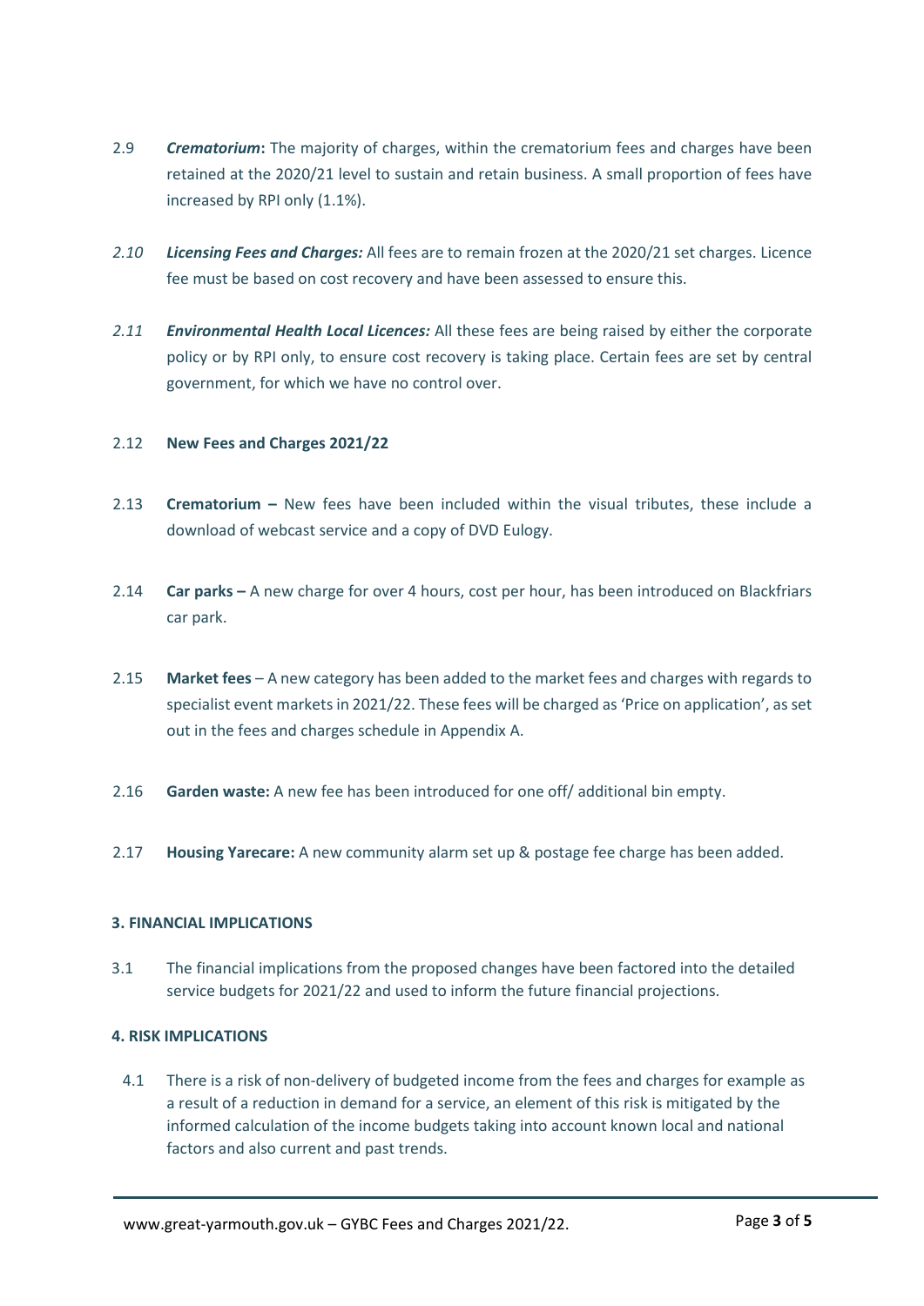2.9 ***Crematorium*****:** The majority of charges, within the crematorium fees and charges have been retained at the 2020/21 level to sustain and retain business. A small proportion of fees have increased by RPI only (1.1%).

*2.10* ***Licensing Fees and Charges:*** All fees are to remain frozen at the 2020/21 set charges. Licence fee must be based on cost recovery and have been assessed to ensure this.

*2.11* ***Environmental Health Local Licences:*** All these fees are being raised by either the corporate policy or by RPI only, to ensure cost recovery is taking place. Certain fees are set by central government, for which we have no control over.

2.12 **New Fees and Charges 2021/22**

2.13 **Crematorium –** New fees have been included within the visual tributes, these include a download of webcast service and a copy of DVD Eulogy.

2.14 **Car parks –** A new charge for over 4 hours, cost per hour, has been introduced on Blackfriars car park.

2.15 **Market fees** – A new category has been added to the market fees and charges with regards to specialist event markets in 2021/22. These fees will be charged as 'Price on application', as set out in the fees and charges schedule in Appendix A.

2.16 **Garden waste:** A new fee has been introduced for one off/ additional bin empty.

2.17 **Housing Yarecare:** A new community alarm set up & postage fee charge has been added.

### 3. FINANCIAL IMPLICATIONS

3.1 The financial implications from the proposed changes have been factored into the detailed service budgets for 2021/22 and used to inform the future financial projections.

### 4. RISK IMPLICATIONS

4.1 There is a risk of non-delivery of budgeted income from the fees and charges for example as a result of a reduction in demand for a service, an element of this risk is mitigated by the informed calculation of the income budgets taking into account known local and national factors and also current and past trends.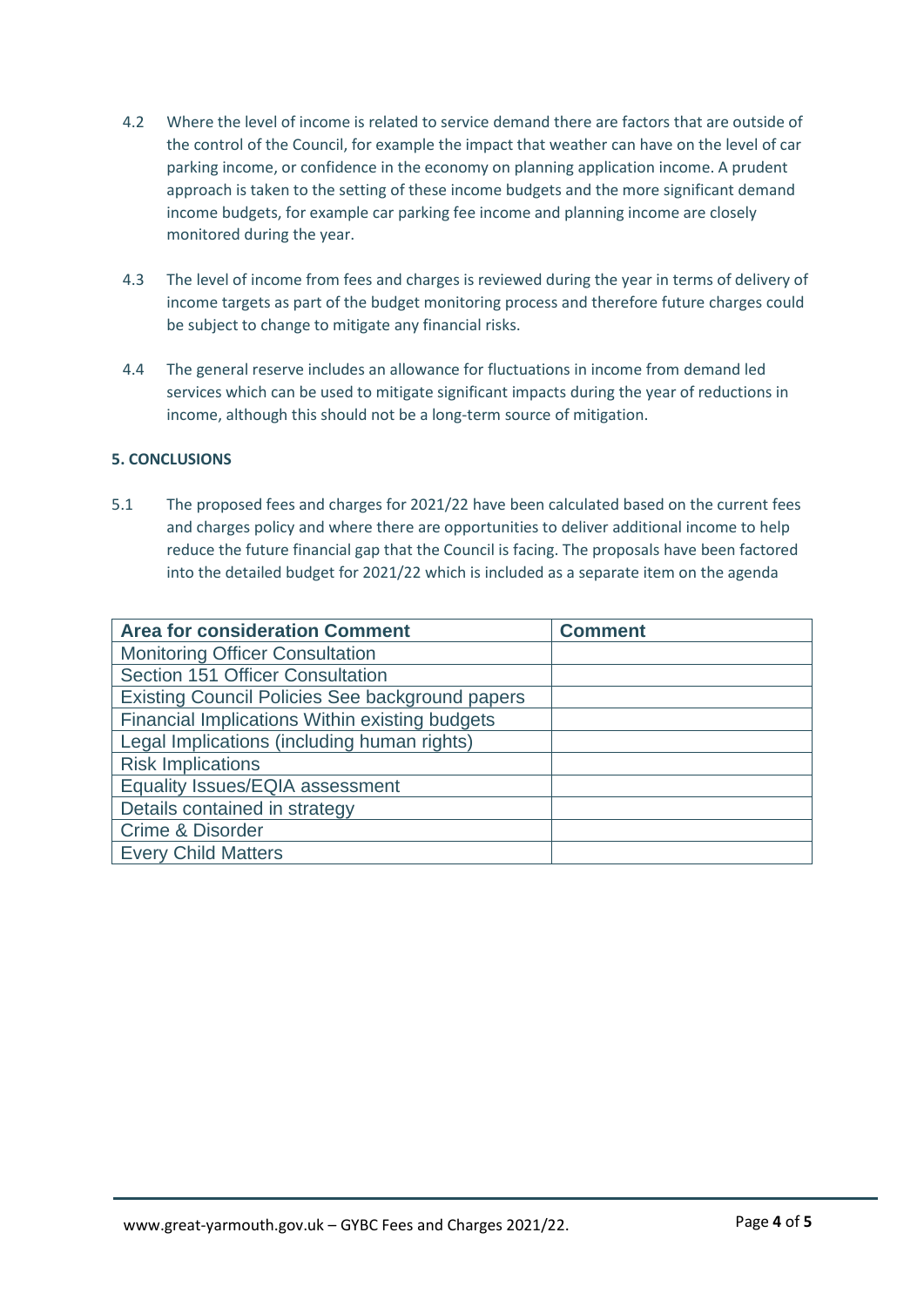4.2 Where the level of income is related to service demand there are factors that are outside of the control of the Council, for example the impact that weather can have on the level of car parking income, or confidence in the economy on planning application income. A prudent approach is taken to the setting of these income budgets and the more significant demand income budgets, for example car parking fee income and planning income are closely monitored during the year.

4.3 The level of income from fees and charges is reviewed during the year in terms of delivery of income targets as part of the budget monitoring process and therefore future charges could be subject to change to mitigate any financial risks.

4.4 The general reserve includes an allowance for fluctuations in income from demand led services which can be used to mitigate significant impacts during the year of reductions in income, although this should not be a long-term source of mitigation.

**5. CONCLUSIONS**

5.1 The proposed fees and charges for 2021/22 have been calculated based on the current fees and charges policy and where there are opportunities to deliver additional income to help reduce the future financial gap that the Council is facing. The proposals have been factored into the detailed budget for 2021/22 which is included as a separate item on the agenda

| Area for consideration Comment | Comment |
|---|---|
| Monitoring Officer Consultation | |
| Section 151 Officer Consultation | |
| Existing Council Policies See background papers | |
| Financial Implications Within existing budgets | |
| Legal Implications (including human rights) | |
| Risk Implications | |
| Equality Issues/EQIA assessment | |
| Details contained in strategy | |
| Crime & Disorder | |
| Every Child Matters | |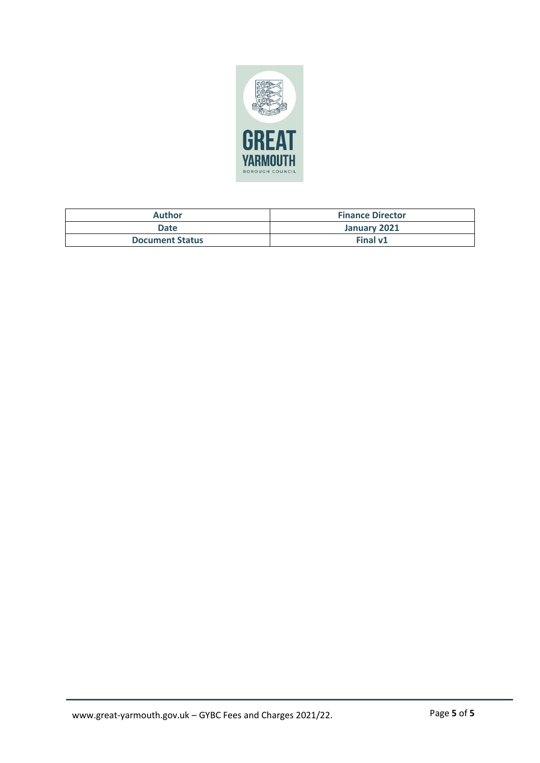| Author | Finance Director |
| --- | --- |
| Date | January 2021 |
| Document Status | Final v1 |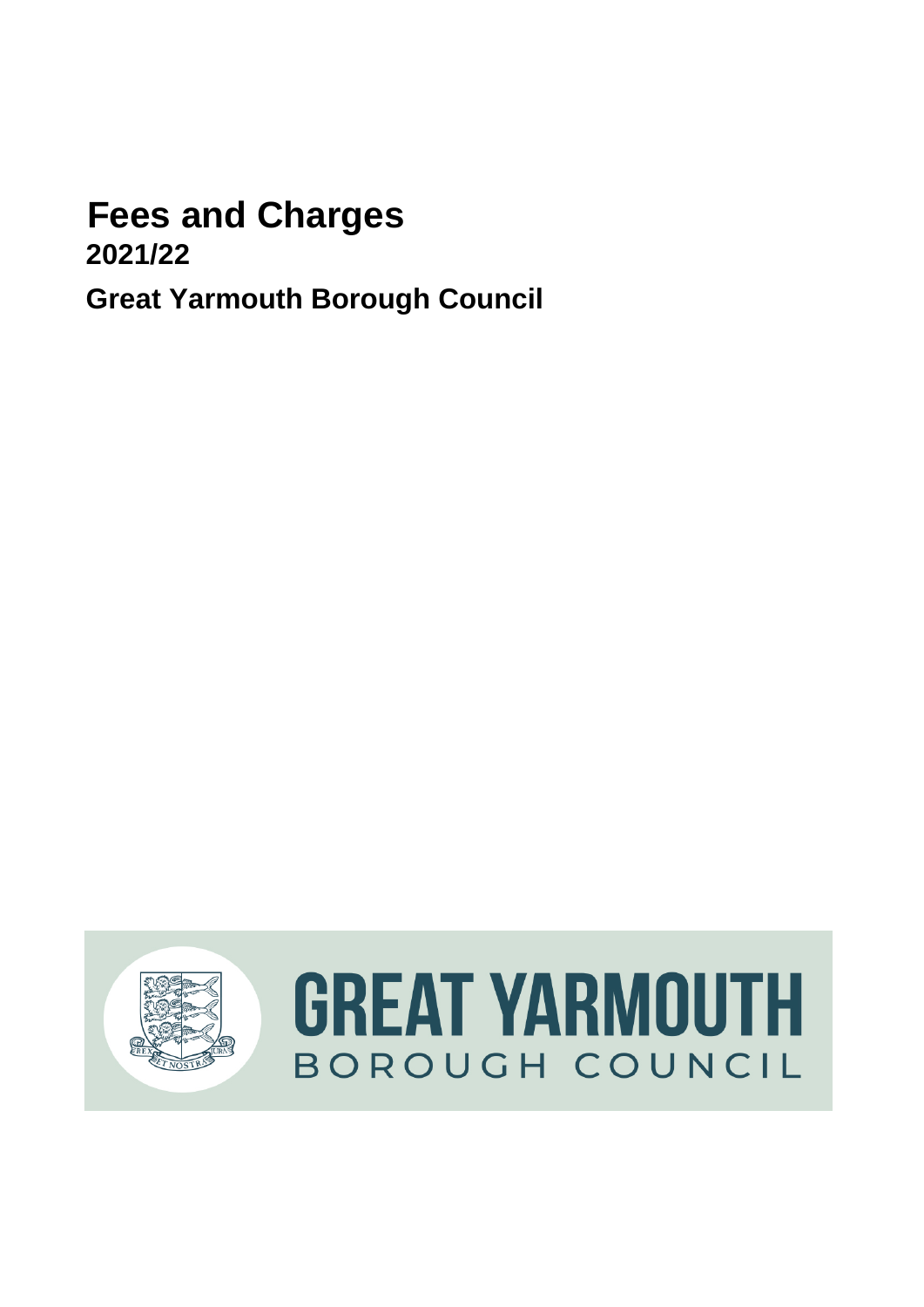# Fees and Charges

**2021/22**

**Great Yarmouth Borough Council**

GREAT YARMOUTH

BOROUGH COUNCIL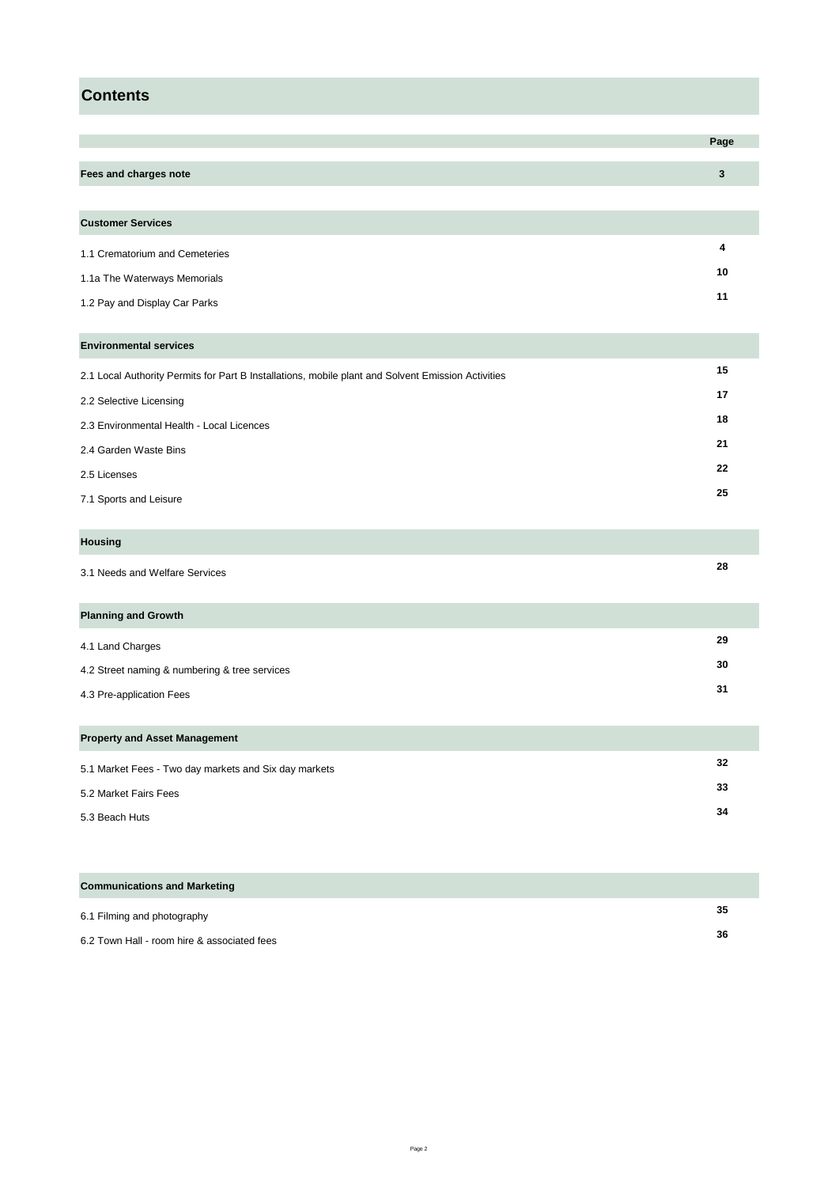# Contents

| | Page |
|---|---|
| **Fees and charges note** | **3** |
| **Customer Services** | |
| 1.1 Crematorium and Cemeteries | **4** |
| 1.1a The Waterways Memorials | **10** |
| 1.2 Pay and Display Car Parks | **11** |
| **Environmental services** | |
| 2.1 Local Authority Permits for Part B Installations, mobile plant and Solvent Emission Activities | **15** |
| 2.2 Selective Licensing | **17** |
| 2.3 Environmental Health - Local Licences | **18** |
| 2.4 Garden Waste Bins | **21** |
| 2.5 Licenses | **22** |
| 7.1 Sports and Leisure | **25** |
| **Housing** | |
| 3.1 Needs and Welfare Services | **28** |
| **Planning and Growth** | |
| 4.1 Land Charges | **29** |
| 4.2 Street naming & numbering & tree services | **30** |
| 4.3 Pre-application Fees | **31** |
| **Property and Asset Management** | |
| 5.1 Market Fees - Two day markets and Six day markets | **32** |
| 5.2 Market Fairs Fees | **33** |
| 5.3 Beach Huts | **34** |
| **Communications and Marketing** | |
| 6.1 Filming and photography | **35** |
| 6.2 Town Hall - room hire & associated fees | **36** |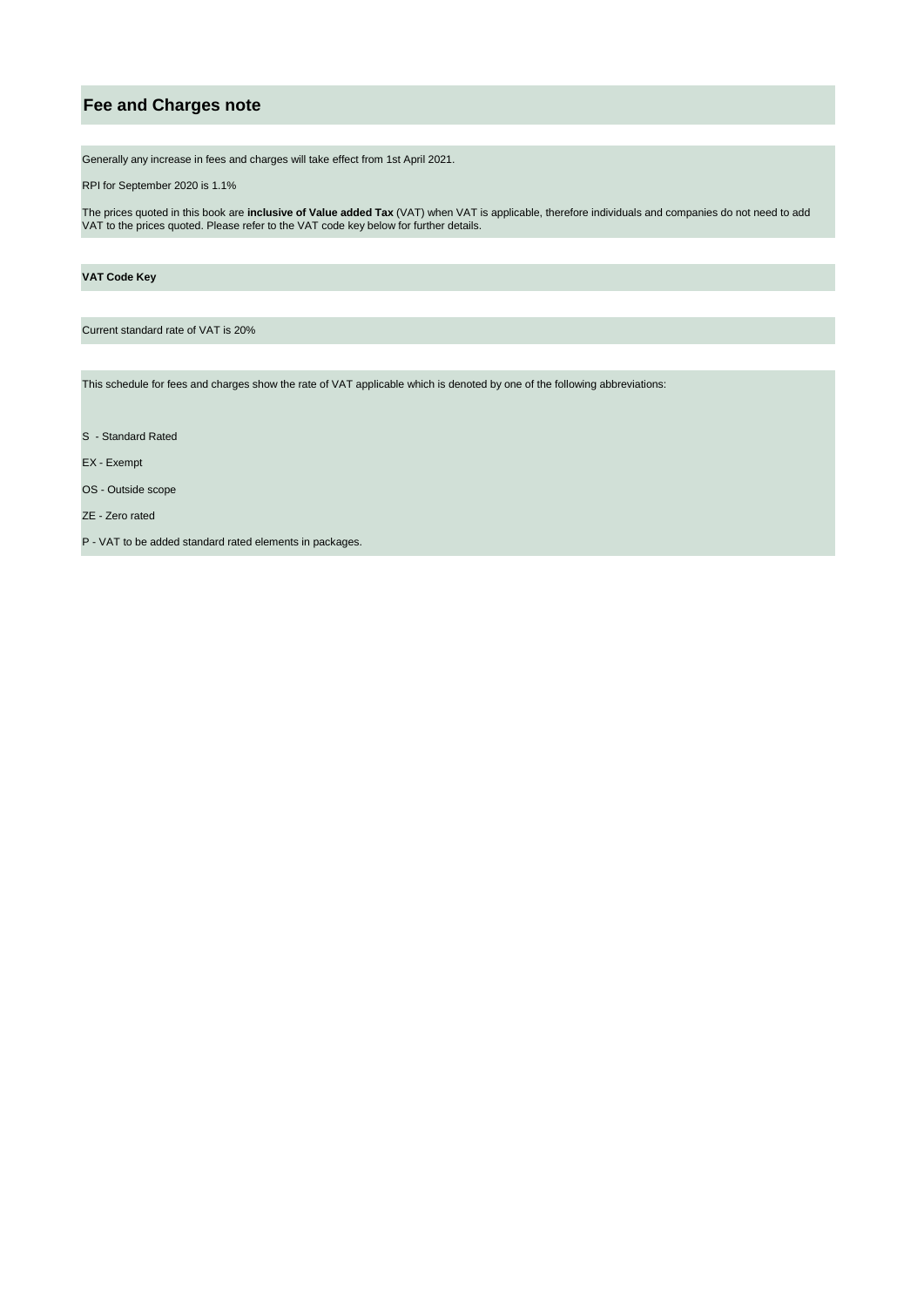## Fee and Charges note

Generally any increase in fees and charges will take effect from 1st April 2021.

RPI for September 2020 is 1.1%

The prices quoted in this book are **inclusive of Value added Tax** (VAT) when VAT is applicable, therefore individuals and companies do not need to add VAT to the prices quoted. Please refer to the VAT code key below for further details.

**VAT Code Key**

Current standard rate of VAT is 20%

This schedule for fees and charges show the rate of VAT applicable which is denoted by one of the following abbreviations:

S - Standard Rated

EX - Exempt

OS - Outside scope

ZE - Zero rated

P - VAT to be added standard rated elements in packages.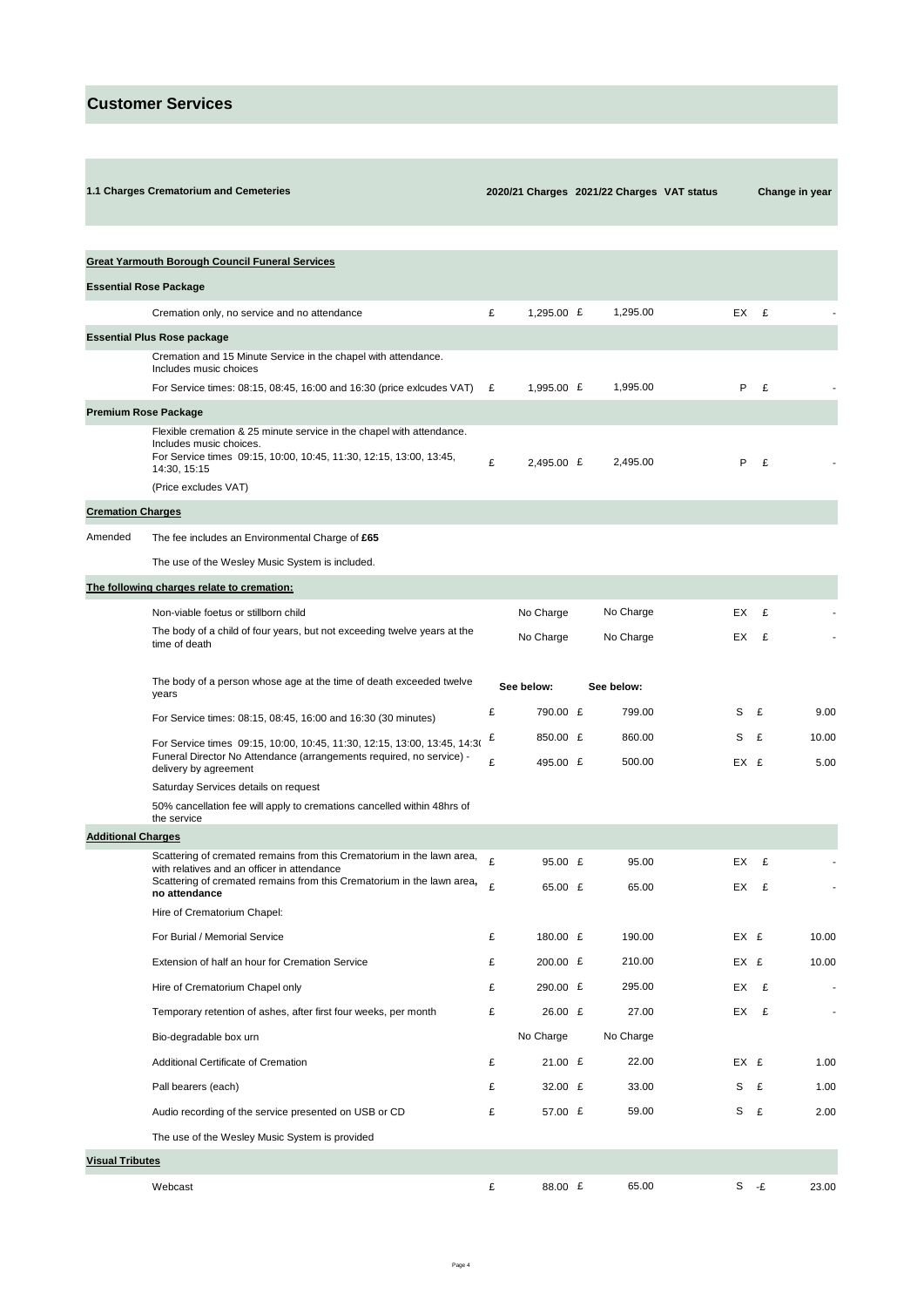# Customer Services

| 1.1 Charges Crematorium and Cemeteries | | 2020/21 Charges | 2021/22 Charges | VAT status | Change in year |
|---|---|---|---|---|---|
| **Great Yarmouth Borough Council Funeral Services** | | | | | |
| **Essential Rose Package** | | | | | |
| | Cremation only, no service and no attendance | £ 1,295.00 | £ 1,295.00 | EX | £ - |
| **Essential Plus Rose package** | | | | | |
| | Cremation and 15 Minute Service in the chapel with attendance. Includes music choices | | | | |
| | For Service times: 08:15, 08:45, 16:00 and 16:30 (price exlcudes VAT) | £ 1,995.00 | £ 1,995.00 | P | £ - |
| **Premium Rose Package** | | | | | |
| | Flexible cremation & 25 minute service in the chapel with attendance. Includes music choices. For Service times 09:15, 10:00, 10:45, 11:30, 12:15, 13:00, 13:45, 14:30, 15:15 (Price excludes VAT) | £ 2,495.00 | £ 2,495.00 | P | £ - |
| **Cremation Charges** | | | | | |
| Amended | The fee includes an Environmental Charge of **£65** | | | | |
| | The use of the Wesley Music System is included. | | | | |
| **The following charges relate to cremation:** | | | | | |
| | Non-viable foetus or stillborn child | No Charge | No Charge | EX | £ - |
| | The body of a child of four years, but not exceeding twelve years at the time of death | No Charge | No Charge | EX | £ - |
| | The body of a person whose age at the time of death exceeded twelve years | **See below:** | **See below:** | | |
| | For Service times: 08:15, 08:45, 16:00 and 16:30 (30 minutes) | £ 790.00 | £ 799.00 | S | £ 9.00 |
| | For Service times 09:15, 10:00, 10:45, 11:30, 12:15, 13:00, 13:45, 14:30 | £ 850.00 | £ 860.00 | S | £ 10.00 |
| | Funeral Director No Attendance (arrangements required, no service) - delivery by agreement | £ 495.00 | £ 500.00 | EX | £ 5.00 |
| | Saturday Services details on request | | | | |
| | 50% cancellation fee will apply to cremations cancelled within 48hrs of the service | | | | |
| **Additional Charges** | | | | | |
| | Scattering of cremated remains from this Crematorium in the lawn area, with relatives and an officer in attendance | £ 95.00 | £ 95.00 | EX | £ - |
| | Scattering of cremated remains from this Crematorium in the lawn area, **no attendance** | £ 65.00 | £ 65.00 | EX | £ - |
| | Hire of Crematorium Chapel: | | | | |
| | For Burial / Memorial Service | £ 180.00 | £ 190.00 | EX | £ 10.00 |
| | Extension of half an hour for Cremation Service | £ 200.00 | £ 210.00 | EX | £ 10.00 |
| | Hire of Crematorium Chapel only | £ 290.00 | £ 295.00 | EX | £ - |
| | Temporary retention of ashes, after first four weeks, per month | £ 26.00 | £ 27.00 | EX | £ - |
| | Bio-degradable box urn | No Charge | No Charge | | |
| | Additional Certificate of Cremation | £ 21.00 | £ 22.00 | EX | £ 1.00 |
| | Pall bearers (each) | £ 32.00 | £ 33.00 | S | £ 1.00 |
| | Audio recording of the service presented on USB or CD | £ 57.00 | £ 59.00 | S | £ 2.00 |
| | The use of the Wesley Music System is provided | | | | |
| **Visual Tributes** | | | | | |
| | Webcast | £ 88.00 | £ 65.00 | S | -£ 23.00 |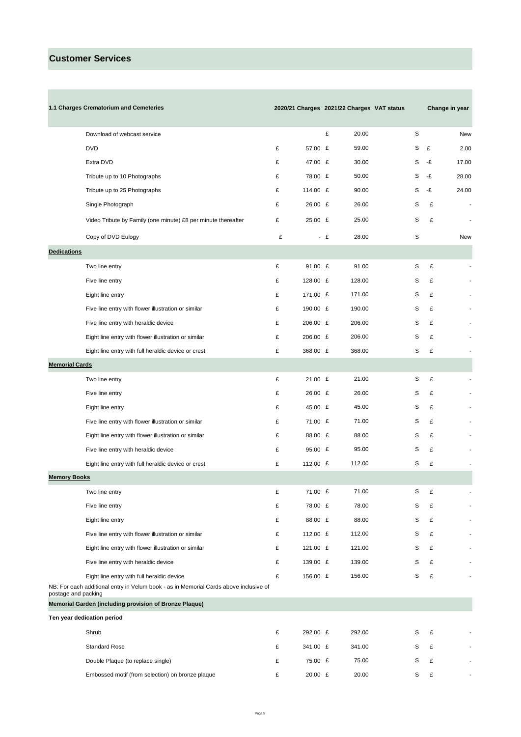# Customer Services

| 1.1 Charges Crematorium and Cemeteries | 2020/21 Charges | 2021/22 Charges | VAT status | Change in year |
|---|---|---|---|---|
| Download of webcast service | | £ 20.00 | S | New |
| DVD | £ 57.00 | £ 59.00 | S | £ 2.00 |
| Extra DVD | £ 47.00 | £ 30.00 | S | -£ 17.00 |
| Tribute up to 10 Photographs | £ 78.00 | £ 50.00 | S | -£ 28.00 |
| Tribute up to 25 Photographs | £ 114.00 | £ 90.00 | S | -£ 24.00 |
| Single Photograph | £ 26.00 | £ 26.00 | S | £ - |
| Video Tribute by Family (one minute) £8 per minute thereafter | £ 25.00 | £ 25.00 | S | £ - |
| Copy of DVD Eulogy | £ - | £ 28.00 | S | New |
| **Dedications** | | | | |
| Two line entry | £ 91.00 | £ 91.00 | S | £ - |
| Five line entry | £ 128.00 | £ 128.00 | S | £ - |
| Eight line entry | £ 171.00 | £ 171.00 | S | £ - |
| Five line entry with flower illustration or similar | £ 190.00 | £ 190.00 | S | £ - |
| Five line entry with heraldic device | £ 206.00 | £ 206.00 | S | £ - |
| Eight line entry with flower illustration or similar | £ 206.00 | £ 206.00 | S | £ - |
| Eight line entry with full heraldic device or crest | £ 368.00 | £ 368.00 | S | £ - |
| **Memorial Cards** | | | | |
| Two line entry | £ 21.00 | £ 21.00 | S | £ - |
| Five line entry | £ 26.00 | £ 26.00 | S | £ - |
| Eight line entry | £ 45.00 | £ 45.00 | S | £ - |
| Five line entry with flower illustration or similar | £ 71.00 | £ 71.00 | S | £ - |
| Eight line entry with flower illustration or similar | £ 88.00 | £ 88.00 | S | £ - |
| Five line entry with heraldic device | £ 95.00 | £ 95.00 | S | £ - |
| Eight line entry with full heraldic device or crest | £ 112.00 | £ 112.00 | S | £ - |
| **Memory Books** | | | | |
| Two line entry | £ 71.00 | £ 71.00 | S | £ - |
| Five line entry | £ 78.00 | £ 78.00 | S | £ - |
| Eight line entry | £ 88.00 | £ 88.00 | S | £ - |
| Five line entry with flower illustration or similar | £ 112.00 | £ 112.00 | S | £ - |
| Eight line entry with flower illustration or similar | £ 121.00 | £ 121.00 | S | £ - |
| Five line entry with heraldic device | £ 139.00 | £ 139.00 | S | £ - |
| Eight line entry with full heraldic device | £ 156.00 | £ 156.00 | S | £ - |
| NB: For each additional entry in Velum book - as in Memorial Cards above inclusive of postage and packing | | | | |
| **Memorial Garden (including provision of Bronze Plaque)** | | | | |
| **Ten year dedication period** | | | | |
| Shrub | £ 292.00 | £ 292.00 | S | £ - |
| Standard Rose | £ 341.00 | £ 341.00 | S | £ - |
| Double Plaque (to replace single) | £ 75.00 | £ 75.00 | S | £ - |
| Embossed motif (from selection) on bronze plaque | £ 20.00 | £ 20.00 | S | £ - |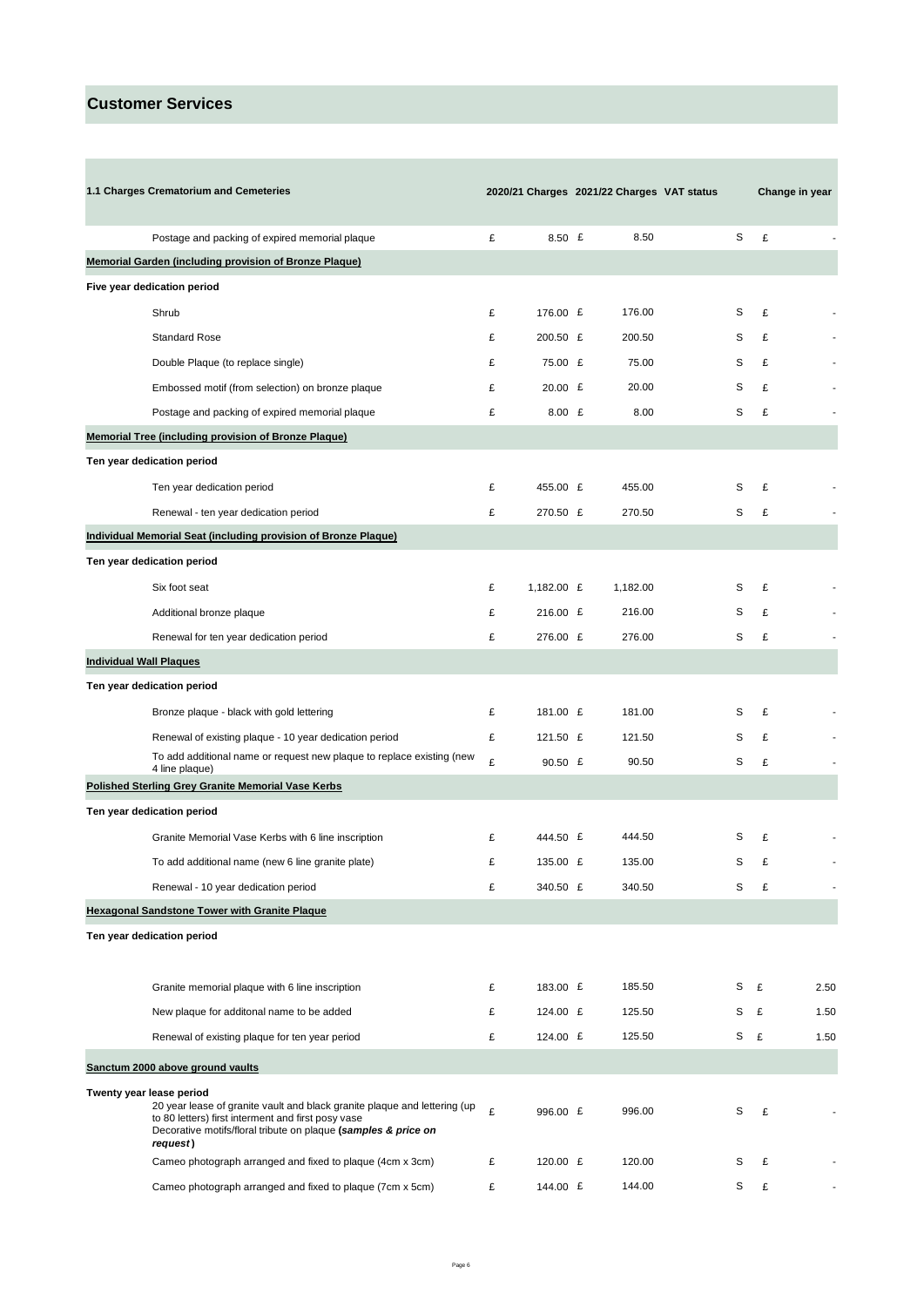# Customer Services

| 1.1 Charges Crematorium and Cemeteries | 2020/21 Charges | 2021/22 Charges | VAT status | Change in year |
|---|---|---|---|---|
| Postage and packing of expired memorial plaque | £ 8.50 | £ 8.50 | S | £ - |
| **Memorial Garden (including provision of Bronze Plaque)** | | | | |
| **Five year dedication period** | | | | |
| Shrub | £ 176.00 | £ 176.00 | S | £ - |
| Standard Rose | £ 200.50 | £ 200.50 | S | £ - |
| Double Plaque (to replace single) | £ 75.00 | £ 75.00 | S | £ - |
| Embossed motif (from selection) on bronze plaque | £ 20.00 | £ 20.00 | S | £ - |
| Postage and packing of expired memorial plaque | £ 8.00 | £ 8.00 | S | £ - |
| **Memorial Tree (including provision of Bronze Plaque)** | | | | |
| **Ten year dedication period** | | | | |
| Ten year dedication period | £ 455.00 | £ 455.00 | S | £ - |
| Renewal - ten year dedication period | £ 270.50 | £ 270.50 | S | £ - |
| **Individual Memorial Seat (including provision of Bronze Plaque)** | | | | |
| **Ten year dedication period** | | | | |
| Six foot seat | £ 1,182.00 | £ 1,182.00 | S | £ - |
| Additional bronze plaque | £ 216.00 | £ 216.00 | S | £ - |
| Renewal for ten year dedication period | £ 276.00 | £ 276.00 | S | £ - |
| **Individual Wall Plaques** | | | | |
| **Ten year dedication period** | | | | |
| Bronze plaque - black with gold lettering | £ 181.00 | £ 181.00 | S | £ - |
| Renewal of existing plaque - 10 year dedication period | £ 121.50 | £ 121.50 | S | £ - |
| To add additional name or request new plaque to replace existing (new 4 line plaque) | £ 90.50 | £ 90.50 | S | £ - |
| **Polished Sterling Grey Granite Memorial Vase Kerbs** | | | | |
| **Ten year dedication period** | | | | |
| Granite Memorial Vase Kerbs with 6 line inscription | £ 444.50 | £ 444.50 | S | £ - |
| To add additional name (new 6 line granite plate) | £ 135.00 | £ 135.00 | S | £ - |
| Renewal - 10 year dedication period | £ 340.50 | £ 340.50 | S | £ - |
| **Hexagonal Sandstone Tower with Granite Plaque** | | | | |
| **Ten year dedication period** | | | | |
| Granite memorial plaque with 6 line inscription | £ 183.00 | £ 185.50 | S | £ 2.50 |
| New plaque for additonal name to be added | £ 124.00 | £ 125.50 | S | £ 1.50 |
| Renewal of existing plaque for ten year period | £ 124.00 | £ 125.50 | S | £ 1.50 |
| **Sanctum 2000 above ground vaults** | | | | |
| **Twenty year lease period** | | | | |
| 20 year lease of granite vault and black granite plaque and lettering (up to 80 letters) first interment and first posy vase | £ 996.00 | £ 996.00 | S | £ - |
| Decorative motifs/floral tribute on plaque ***(samples & price on request)*** | | | | |
| Cameo photograph arranged and fixed to plaque (4cm x 3cm) | £ 120.00 | £ 120.00 | S | £ - |
| Cameo photograph arranged and fixed to plaque (7cm x 5cm) | £ 144.00 | £ 144.00 | S | £ - |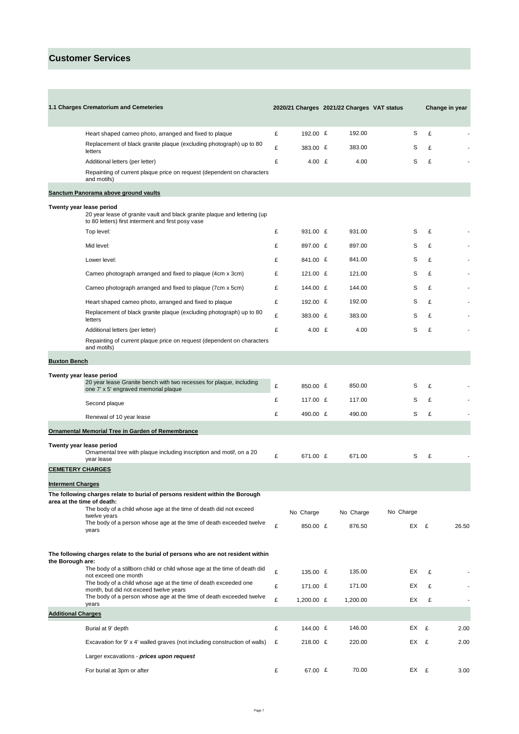# Customer Services

| 1.1 Charges Crematorium and Cemeteries | 2020/21 Charges | 2021/22 Charges | VAT status | Change in year |
|---|---|---|---|---|
| Heart shaped cameo photo, arranged and fixed to plaque | £ 192.00 | £ 192.00 | S | £ - |
| Replacement of black granite plaque (excluding photograph) up to 80 letters | £ 383.00 | £ 383.00 | S | £ - |
| Additional letters (per letter) | £ 4.00 | £ 4.00 | S | £ - |
| Repainting of current plaque price on request (dependent on characters and motifs) | | | | |
| **Sanctum Panorama above ground vaults** | | | | |
| **Twenty year lease period** | | | | |
| 20 year lease of granite vault and black granite plaque and lettering (up to 80 letters) first interment and first posy vase | | | | |
| Top level: | £ 931.00 | £ 931.00 | S | £ - |
| Mid level: | £ 897.00 | £ 897.00 | S | £ - |
| Lower level: | £ 841.00 | £ 841.00 | S | £ - |
| Cameo photograph arranged and fixed to plaque (4cm x 3cm) | £ 121.00 | £ 121.00 | S | £ - |
| Cameo photograph arranged and fixed to plaque (7cm x 5cm) | £ 144.00 | £ 144.00 | S | £ - |
| Heart shaped cameo photo, arranged and fixed to plaque | £ 192.00 | £ 192.00 | S | £ - |
| Replacement of black granite plaque (excluding photograph) up to 80 letters | £ 383.00 | £ 383.00 | S | £ - |
| Additional letters (per letter) | £ 4.00 | £ 4.00 | S | £ - |
| Repainting of current plaque price on request (dependent on characters and motifs) | | | | |
| **Buxton Bench** | | | | |
| **Twenty year lease period** | | | | |
| 20 year lease Granite bench with two recesses for plaque, including one 7' x 5' engraved memorial plaque | £ 850.00 | £ 850.00 | S | £ - |
| Second plaque | £ 117.00 | £ 117.00 | S | £ - |
| Renewal of 10 year lease | £ 490.00 | £ 490.00 | S | £ - |
| **Ornamental Memorial Tree in Garden of Remembrance** | | | | |
| **Twenty year lease period** | | | | |
| Ornamental tree with plaque including inscription and motif, on a 20 year lease | £ 671.00 | £ 671.00 | S | £ - |
| **CEMETERY CHARGES** | | | | |
| **Interment Charges** | | | | |
| **The following charges relate to burial of persons resident within the Borough area at the time of death:** | | | | |
| The body of a child whose age at the time of death did not exceed twelve years | No Charge | No Charge | No Charge | |
| The body of a person whose age at the time of death exceeded twelve years | £ 850.00 | £ 876.50 | EX | £ 26.50 |
| **The following charges relate to the burial of persons who are not resident within the Borough are:** | | | | |
| The body of a stillborn child or child whose age at the time of death did not exceed one month | £ 135.00 | £ 135.00 | EX | £ - |
| The body of a child whose age at the time of death exceeded one month, but did not exceed twelve years | £ 171.00 | £ 171.00 | EX | £ - |
| The body of a person whose age at the time of death exceeded twelve years | £ 1,200.00 | £ 1,200.00 | EX | £ - |
| **Additional Charges** | | | | |
| Burial at 9' depth | £ 144.00 | £ 146.00 | EX | £ 2.00 |
| Excavation for 9' x 4' walled graves (not including construction of walls) | £ 218.00 | £ 220.00 | EX | £ 2.00 |
| Larger excavations - ***prices upon request*** | | | | |
| For burial at 3pm or after | £ 67.00 | £ 70.00 | EX | £ 3.00 |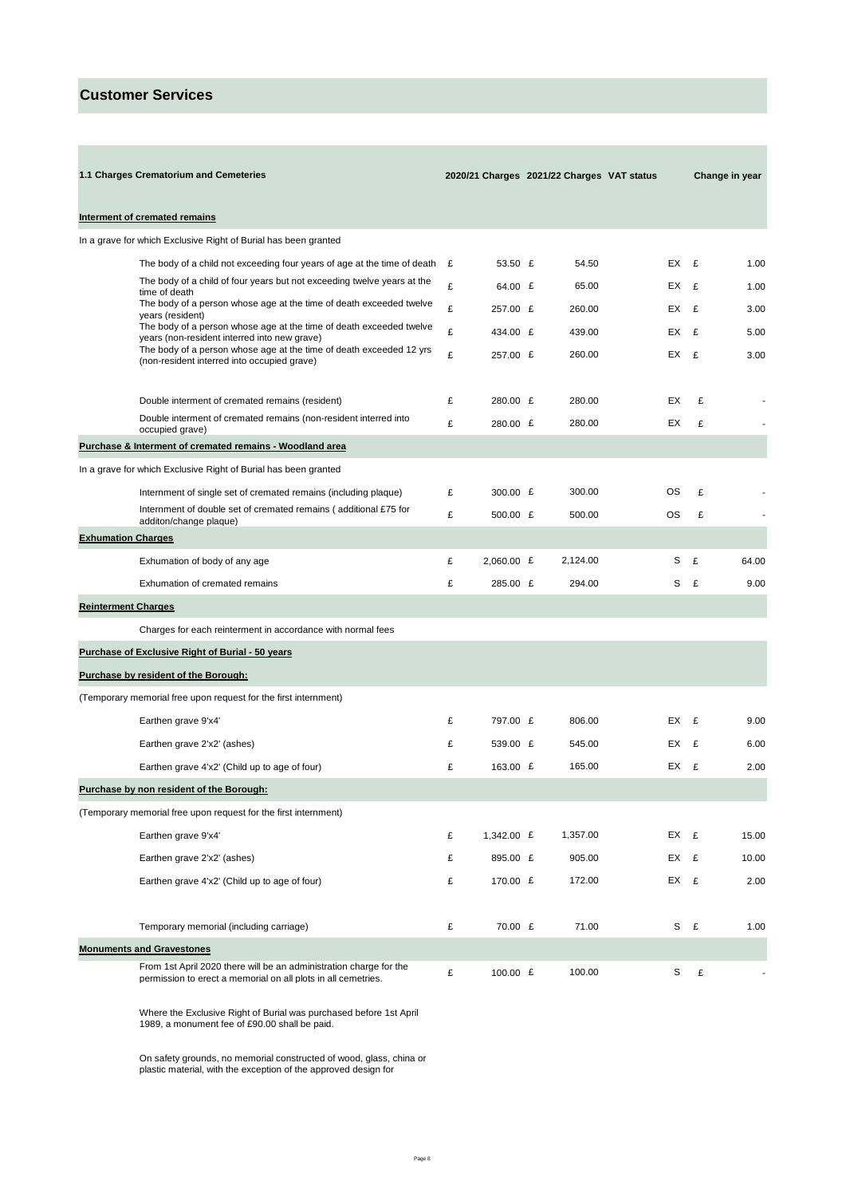# Customer Services

| 1.1 Charges Crematorium and Cemeteries | 2020/21 Charges | 2021/22 Charges | VAT status | Change in year |
|---|---|---|---|---|
| **Interment of cremated remains** | | | | |
| In a grave for which Exclusive Right of Burial has been granted | | | | |
| The body of a child not exceeding four years of age at the time of death | £ 53.50 | £ 54.50 | EX | £ 1.00 |
| The body of a child of four years but not exceeding twelve years at the time of death | £ 64.00 | £ 65.00 | EX | £ 1.00 |
| The body of a person whose age at the time of death exceeded twelve years (resident) | £ 257.00 | £ 260.00 | EX | £ 3.00 |
| The body of a person whose age at the time of death exceeded twelve years (non-resident interred into new grave) | £ 434.00 | £ 439.00 | EX | £ 5.00 |
| The body of a person whose age at the time of death exceeded 12 yrs (non-resident interred into occupied grave) | £ 257.00 | £ 260.00 | EX | £ 3.00 |
| Double interment of cremated remains (resident) | £ 280.00 | £ 280.00 | EX | £ - |
| Double interment of cremated remains (non-resident interred into occupied grave) | £ 280.00 | £ 280.00 | EX | £ - |
| **Purchase & Interment of cremated remains - Woodland area** | | | | |
| In a grave for which Exclusive Right of Burial has been granted | | | | |
| Internment of single set of cremated remains (including plaque) | £ 300.00 | £ 300.00 | OS | £ - |
| Internment of double set of cremated remains ( additional £75 for additon/change plaque) | £ 500.00 | £ 500.00 | OS | £ - |
| **Exhumation Charges** | | | | |
| Exhumation of body of any age | £ 2,060.00 | £ 2,124.00 | S | £ 64.00 |
| Exhumation of cremated remains | £ 285.00 | £ 294.00 | S | £ 9.00 |
| **Reinterment Charges** | | | | |
| Charges for each reinterment in accordance with normal fees | | | | |
| **Purchase of Exclusive Right of Burial - 50 years** | | | | |
| **Purchase by resident of the Borough:** | | | | |
| (Temporary memorial free upon request for the first internment) | | | | |
| Earthen grave 9'x4' | £ 797.00 | £ 806.00 | EX | £ 9.00 |
| Earthen grave 2'x2' (ashes) | £ 539.00 | £ 545.00 | EX | £ 6.00 |
| Earthen grave 4'x2' (Child up to age of four) | £ 163.00 | £ 165.00 | EX | £ 2.00 |
| **Purchase by non resident of the Borough:** | | | | |
| (Temporary memorial free upon request for the first internment) | | | | |
| Earthen grave 9'x4' | £ 1,342.00 | £ 1,357.00 | EX | £ 15.00 |
| Earthen grave 2'x2' (ashes) | £ 895.00 | £ 905.00 | EX | £ 10.00 |
| Earthen grave 4'x2' (Child up to age of four) | £ 170.00 | £ 172.00 | EX | £ 2.00 |
| Temporary memorial (including carriage) | £ 70.00 | £ 71.00 | S | £ 1.00 |
| **Monuments and Gravestones** | | | | |
| From 1st April 2020 there will be an administration charge for the permission to erect a memorial on all plots in all cemetries. | £ 100.00 | £ 100.00 | S | £ - |

Where the Exclusive Right of Burial was purchased before 1st April 1989, a monument fee of £90.00 shall be paid.

On safety grounds, no memorial constructed of wood, glass, china or plastic material, with the exception of the approved design for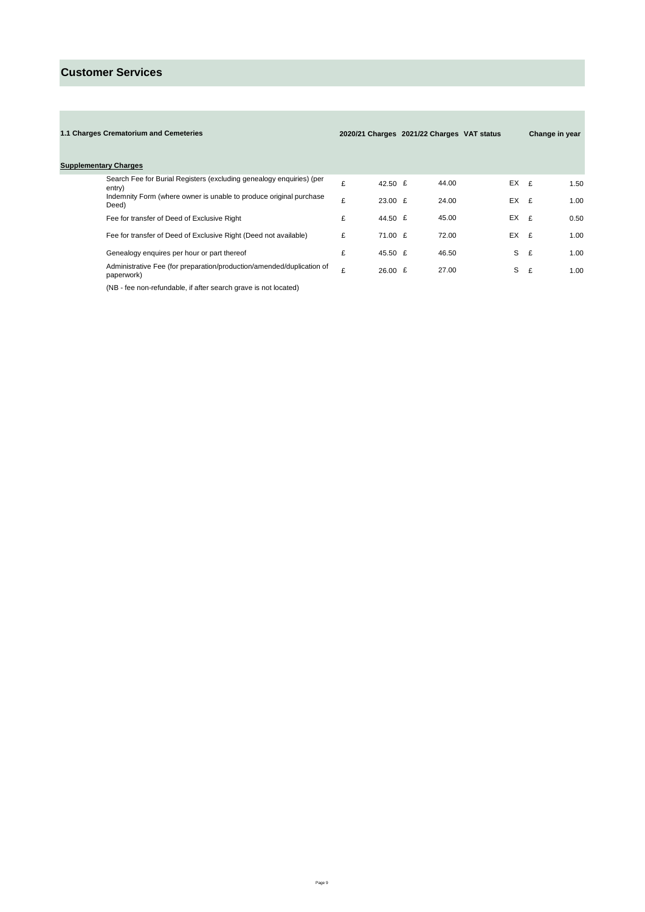# Customer Services

| 1.1 Charges Crematorium and Cemeteries | 2020/21 Charges | 2021/22 Charges | VAT status | Change in year |
|---|---|---|---|---|
| **Supplementary Charges** | | | | |
| Search Fee for Burial Registers (excluding genealogy enquiries) (per entry) | £ 42.50 | £ 44.00 | EX | £ 1.50 |
| Indemnity Form (where owner is unable to produce original purchase Deed) | £ 23.00 | £ 24.00 | EX | £ 1.00 |
| Fee for transfer of Deed of Exclusive Right | £ 44.50 | £ 45.00 | EX | £ 0.50 |
| Fee for transfer of Deed of Exclusive Right (Deed not available) | £ 71.00 | £ 72.00 | EX | £ 1.00 |
| Genealogy enquires per hour or part thereof | £ 45.50 | £ 46.50 | S | £ 1.00 |
| Administrative Fee (for preparation/production/amended/duplication of paperwork) | £ 26.00 | £ 27.00 | S | £ 1.00 |

(NB - fee non-refundable, if after search grave is not located)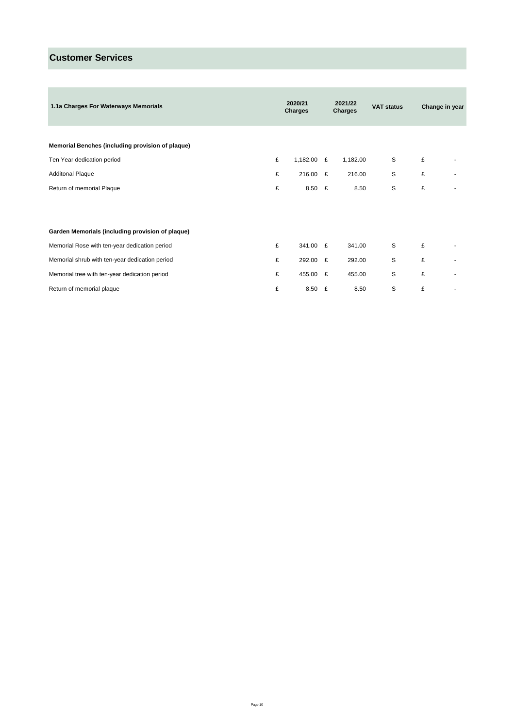# Customer Services

| 1.1a Charges For Waterways Memorials | 2020/21 Charges | 2021/22 Charges | VAT status | Change in year |
|---|---|---|---|---|
| **Memorial Benches (including provision of plaque)** | | | | |
| Ten Year dedication period | £ 1,182.00 | £ 1,182.00 | S | £ - |
| Additonal Plaque | £ 216.00 | £ 216.00 | S | £ - |
| Return of memorial Plaque | £ 8.50 | £ 8.50 | S | £ - |
| **Garden Memorials (including provision of plaque)** | | | | |
| Memorial Rose with ten-year dedication period | £ 341.00 | £ 341.00 | S | £ - |
| Memorial shrub with ten-year dedication period | £ 292.00 | £ 292.00 | S | £ - |
| Memorial tree with ten-year dedication period | £ 455.00 | £ 455.00 | S | £ - |
| Return of memorial plaque | £ 8.50 | £ 8.50 | S | £ - |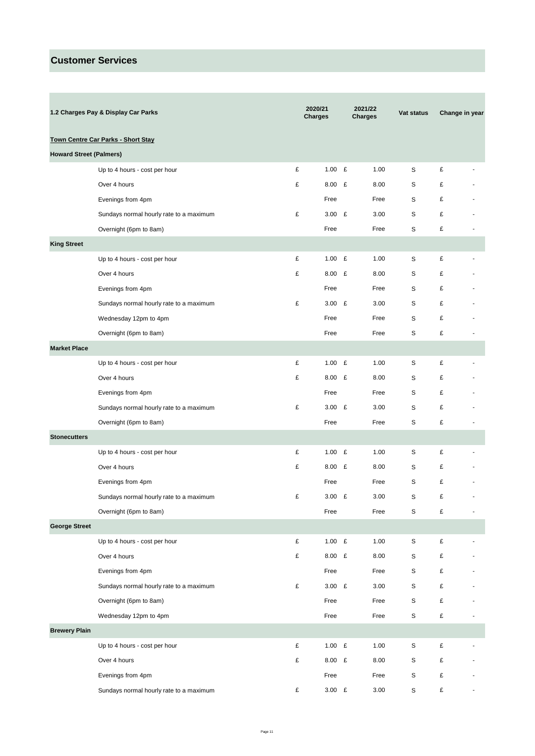## Customer Services

| 1.2 Charges Pay & Display Car Parks | | 2020/21 Charges | 2021/22 Charges | Vat status | Change in year |
|---|---|---|---|---|---|
| **Town Centre Car Parks - Short Stay** | | | | | |
| **Howard Street (Palmers)** | | | | | |
| | Up to 4 hours - cost per hour | £ 1.00 | £ 1.00 | S | £ - |
| | Over 4 hours | £ 8.00 | £ 8.00 | S | £ - |
| | Evenings from 4pm | Free | Free | S | £ - |
| | Sundays normal hourly rate to a maximum | £ 3.00 | £ 3.00 | S | £ - |
| | Overnight (6pm to 8am) | Free | Free | S | £ - |
| **King Street** | | | | | |
| | Up to 4 hours - cost per hour | £ 1.00 | £ 1.00 | S | £ - |
| | Over 4 hours | £ 8.00 | £ 8.00 | S | £ - |
| | Evenings from 4pm | Free | Free | S | £ - |
| | Sundays normal hourly rate to a maximum | £ 3.00 | £ 3.00 | S | £ - |
| | Wednesday 12pm to 4pm | Free | Free | S | £ - |
| | Overnight (6pm to 8am) | Free | Free | S | £ - |
| **Market Place** | | | | | |
| | Up to 4 hours - cost per hour | £ 1.00 | £ 1.00 | S | £ - |
| | Over 4 hours | £ 8.00 | £ 8.00 | S | £ - |
| | Evenings from 4pm | Free | Free | S | £ - |
| | Sundays normal hourly rate to a maximum | £ 3.00 | £ 3.00 | S | £ - |
| | Overnight (6pm to 8am) | Free | Free | S | £ - |
| **Stonecutters** | | | | | |
| | Up to 4 hours - cost per hour | £ 1.00 | £ 1.00 | S | £ - |
| | Over 4 hours | £ 8.00 | £ 8.00 | S | £ - |
| | Evenings from 4pm | Free | Free | S | £ - |
| | Sundays normal hourly rate to a maximum | £ 3.00 | £ 3.00 | S | £ - |
| | Overnight (6pm to 8am) | Free | Free | S | £ - |
| **George Street** | | | | | |
| | Up to 4 hours - cost per hour | £ 1.00 | £ 1.00 | S | £ - |
| | Over 4 hours | £ 8.00 | £ 8.00 | S | £ - |
| | Evenings from 4pm | Free | Free | S | £ - |
| | Sundays normal hourly rate to a maximum | £ 3.00 | £ 3.00 | S | £ - |
| | Overnight (6pm to 8am) | Free | Free | S | £ - |
| | Wednesday 12pm to 4pm | Free | Free | S | £ - |
| **Brewery Plain** | | | | | |
| | Up to 4 hours - cost per hour | £ 1.00 | £ 1.00 | S | £ - |
| | Over 4 hours | £ 8.00 | £ 8.00 | S | £ - |
| | Evenings from 4pm | Free | Free | S | £ - |
| | Sundays normal hourly rate to a maximum | £ 3.00 | £ 3.00 | S | £ - |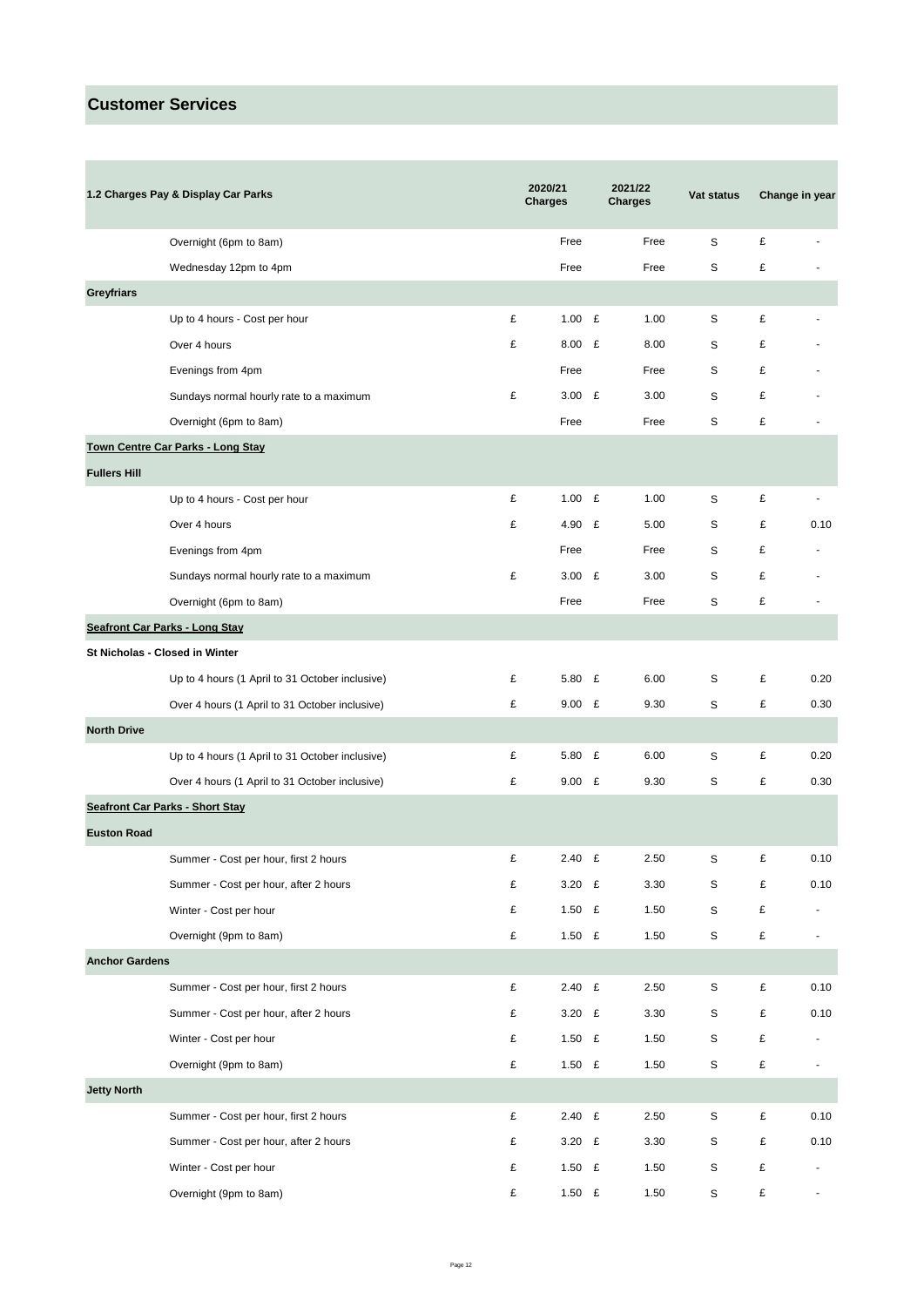## Customer Services

| 1.2 Charges Pay & Display Car Parks | | 2020/21 Charges | 2021/22 Charges | Vat status | Change in year |
|---|---|---|---|---|---|
| | Overnight (6pm to 8am) | Free | Free | S | £ - |
| | Wednesday 12pm to 4pm | Free | Free | S | £ - |
| **Greyfriars** | | | | | |
| | Up to 4 hours - Cost per hour | £ 1.00 | £ 1.00 | S | £ - |
| | Over 4 hours | £ 8.00 | £ 8.00 | S | £ - |
| | Evenings from 4pm | Free | Free | S | £ - |
| | Sundays normal hourly rate to a maximum | £ 3.00 | £ 3.00 | S | £ - |
| | Overnight (6pm to 8am) | Free | Free | S | £ - |
| **Town Centre Car Parks - Long Stay** | | | | | |
| **Fullers Hill** | | | | | |
| | Up to 4 hours - Cost per hour | £ 1.00 | £ 1.00 | S | £ - |
| | Over 4 hours | £ 4.90 | £ 5.00 | S | £ 0.10 |
| | Evenings from 4pm | Free | Free | S | £ - |
| | Sundays normal hourly rate to a maximum | £ 3.00 | £ 3.00 | S | £ - |
| | Overnight (6pm to 8am) | Free | Free | S | £ - |
| **Seafront Car Parks - Long Stay** | | | | | |
| **St Nicholas - Closed in Winter** | | | | | |
| | Up to 4 hours (1 April to 31 October inclusive) | £ 5.80 | £ 6.00 | S | £ 0.20 |
| | Over 4 hours (1 April to 31 October inclusive) | £ 9.00 | £ 9.30 | S | £ 0.30 |
| **North Drive** | | | | | |
| | Up to 4 hours (1 April to 31 October inclusive) | £ 5.80 | £ 6.00 | S | £ 0.20 |
| | Over 4 hours (1 April to 31 October inclusive) | £ 9.00 | £ 9.30 | S | £ 0.30 |
| **Seafront Car Parks - Short Stay** | | | | | |
| **Euston Road** | | | | | |
| | Summer - Cost per hour, first 2 hours | £ 2.40 | £ 2.50 | S | £ 0.10 |
| | Summer - Cost per hour, after 2 hours | £ 3.20 | £ 3.30 | S | £ 0.10 |
| | Winter - Cost per hour | £ 1.50 | £ 1.50 | S | £ - |
| | Overnight (9pm to 8am) | £ 1.50 | £ 1.50 | S | £ - |
| **Anchor Gardens** | | | | | |
| | Summer - Cost per hour, first 2 hours | £ 2.40 | £ 2.50 | S | £ 0.10 |
| | Summer - Cost per hour, after 2 hours | £ 3.20 | £ 3.30 | S | £ 0.10 |
| | Winter - Cost per hour | £ 1.50 | £ 1.50 | S | £ - |
| | Overnight (9pm to 8am) | £ 1.50 | £ 1.50 | S | £ - |
| **Jetty North** | | | | | |
| | Summer - Cost per hour, first 2 hours | £ 2.40 | £ 2.50 | S | £ 0.10 |
| | Summer - Cost per hour, after 2 hours | £ 3.20 | £ 3.30 | S | £ 0.10 |
| | Winter - Cost per hour | £ 1.50 | £ 1.50 | S | £ - |
| | Overnight (9pm to 8am) | £ 1.50 | £ 1.50 | S | £ - |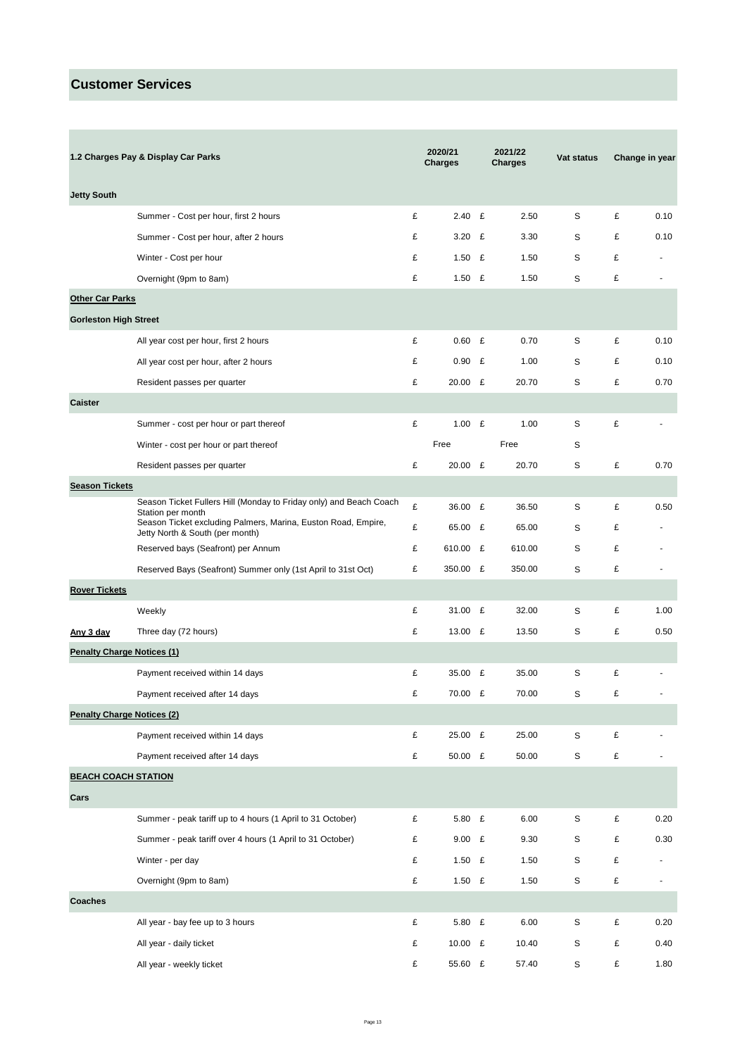# Customer Services

| 1.2 Charges Pay & Display Car Parks | | 2020/21 Charges | 2021/22 Charges | Vat status | Change in year |
|---|---|---|---|---|---|
| **Jetty South** | | | | | |
| | Summer - Cost per hour, first 2 hours | £ 2.40 | £ 2.50 | S | £ 0.10 |
| | Summer - Cost per hour, after 2 hours | £ 3.20 | £ 3.30 | S | £ 0.10 |
| | Winter - Cost per hour | £ 1.50 | £ 1.50 | S | £ - |
| | Overnight (9pm to 8am) | £ 1.50 | £ 1.50 | S | £ - |
| **Other Car Parks** | | | | | |
| **Gorleston High Street** | | | | | |
| | All year cost per hour, first 2 hours | £ 0.60 | £ 0.70 | S | £ 0.10 |
| | All year cost per hour, after 2 hours | £ 0.90 | £ 1.00 | S | £ 0.10 |
| | Resident passes per quarter | £ 20.00 | £ 20.70 | S | £ 0.70 |
| **Caister** | | | | | |
| | Summer - cost per hour or part thereof | £ 1.00 | £ 1.00 | S | £ - |
| | Winter - cost per hour or part thereof | Free | Free | S | |
| | Resident passes per quarter | £ 20.00 | £ 20.70 | S | £ 0.70 |
| **Season Tickets** | | | | | |
| | Season Ticket Fullers Hill (Monday to Friday only) and Beach Coach Station per month | £ 36.00 | £ 36.50 | S | £ 0.50 |
| | Season Ticket excluding Palmers, Marina, Euston Road, Empire, Jetty North & South (per month) | £ 65.00 | £ 65.00 | S | £ - |
| | Reserved bays (Seafront) per Annum | £ 610.00 | £ 610.00 | S | £ - |
| | Reserved Bays (Seafront) Summer only (1st April to 31st Oct) | £ 350.00 | £ 350.00 | S | £ - |
| **Rover Tickets** | | | | | |
| | Weekly | £ 31.00 | £ 32.00 | S | £ 1.00 |
| **Any 3 day** | Three day (72 hours) | £ 13.00 | £ 13.50 | S | £ 0.50 |
| **Penalty Charge Notices (1)** | | | | | |
| | Payment received within 14 days | £ 35.00 | £ 35.00 | S | £ - |
| | Payment received after 14 days | £ 70.00 | £ 70.00 | S | £ - |
| **Penalty Charge Notices (2)** | | | | | |
| | Payment received within 14 days | £ 25.00 | £ 25.00 | S | £ - |
| | Payment received after 14 days | £ 50.00 | £ 50.00 | S | £ - |
| **BEACH COACH STATION** | | | | | |
| **Cars** | | | | | |
| | Summer - peak tariff up to 4 hours (1 April to 31 October) | £ 5.80 | £ 6.00 | S | £ 0.20 |
| | Summer - peak tariff over 4 hours (1 April to 31 October) | £ 9.00 | £ 9.30 | S | £ 0.30 |
| | Winter - per day | £ 1.50 | £ 1.50 | S | £ - |
| | Overnight (9pm to 8am) | £ 1.50 | £ 1.50 | S | £ - |
| **Coaches** | | | | | |
| | All year - bay fee up to 3 hours | £ 5.80 | £ 6.00 | S | £ 0.20 |
| | All year - daily ticket | £ 10.00 | £ 10.40 | S | £ 0.40 |
| | All year - weekly ticket | £ 55.60 | £ 57.40 | S | £ 1.80 |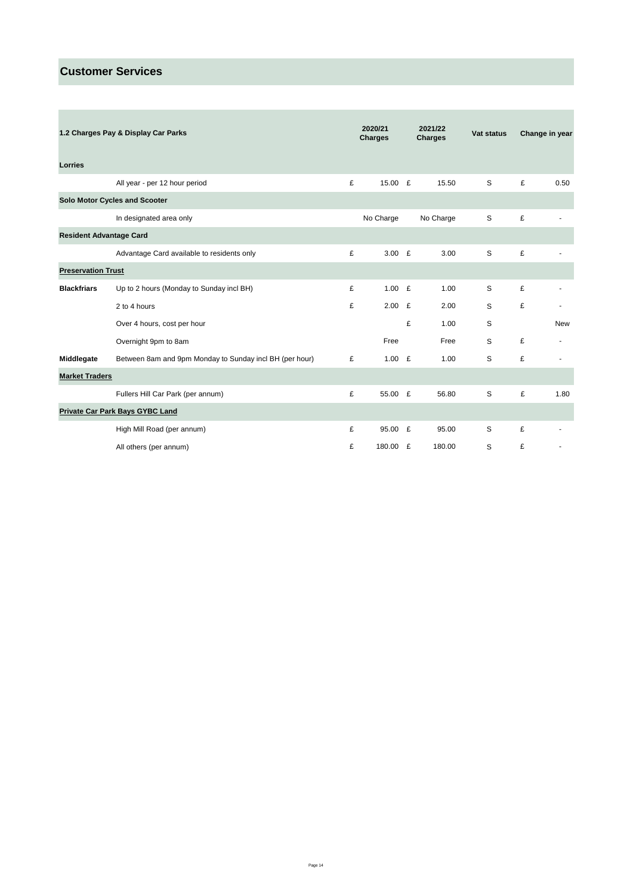## Customer Services

| 1.2 Charges Pay & Display Car Parks | | 2020/21 Charges | 2021/22 Charges | Vat status | Change in year |
|---|---|---|---|---|---|
| **Lorries** | | | | | |
| | All year - per 12 hour period | £ 15.00 | £ 15.50 | S | £ 0.50 |
| **Solo Motor Cycles and Scooter** | | | | | |
| | In designated area only | No Charge | No Charge | S | £ - |
| **Resident Advantage Card** | | | | | |
| | Advantage Card available to residents only | £ 3.00 | £ 3.00 | S | £ - |
| **Preservation Trust** | | | | | |
| **Blackfriars** | Up to 2 hours (Monday to Sunday incl BH) | £ 1.00 | £ 1.00 | S | £ - |
| | 2 to 4 hours | £ 2.00 | £ 2.00 | S | £ - |
| | Over 4 hours, cost per hour | | £ 1.00 | S | New |
| | Overnight 9pm to 8am | Free | Free | S | £ - |
| **Middlegate** | Between 8am and 9pm Monday to Sunday incl BH (per hour) | £ 1.00 | £ 1.00 | S | £ - |
| **Market Traders** | | | | | |
| | Fullers Hill Car Park (per annum) | £ 55.00 | £ 56.80 | S | £ 1.80 |
| **Private Car Park Bays GYBC Land** | | | | | |
| | High Mill Road (per annum) | £ 95.00 | £ 95.00 | S | £ - |
| | All others (per annum) | £ 180.00 | £ 180.00 | S | £ - |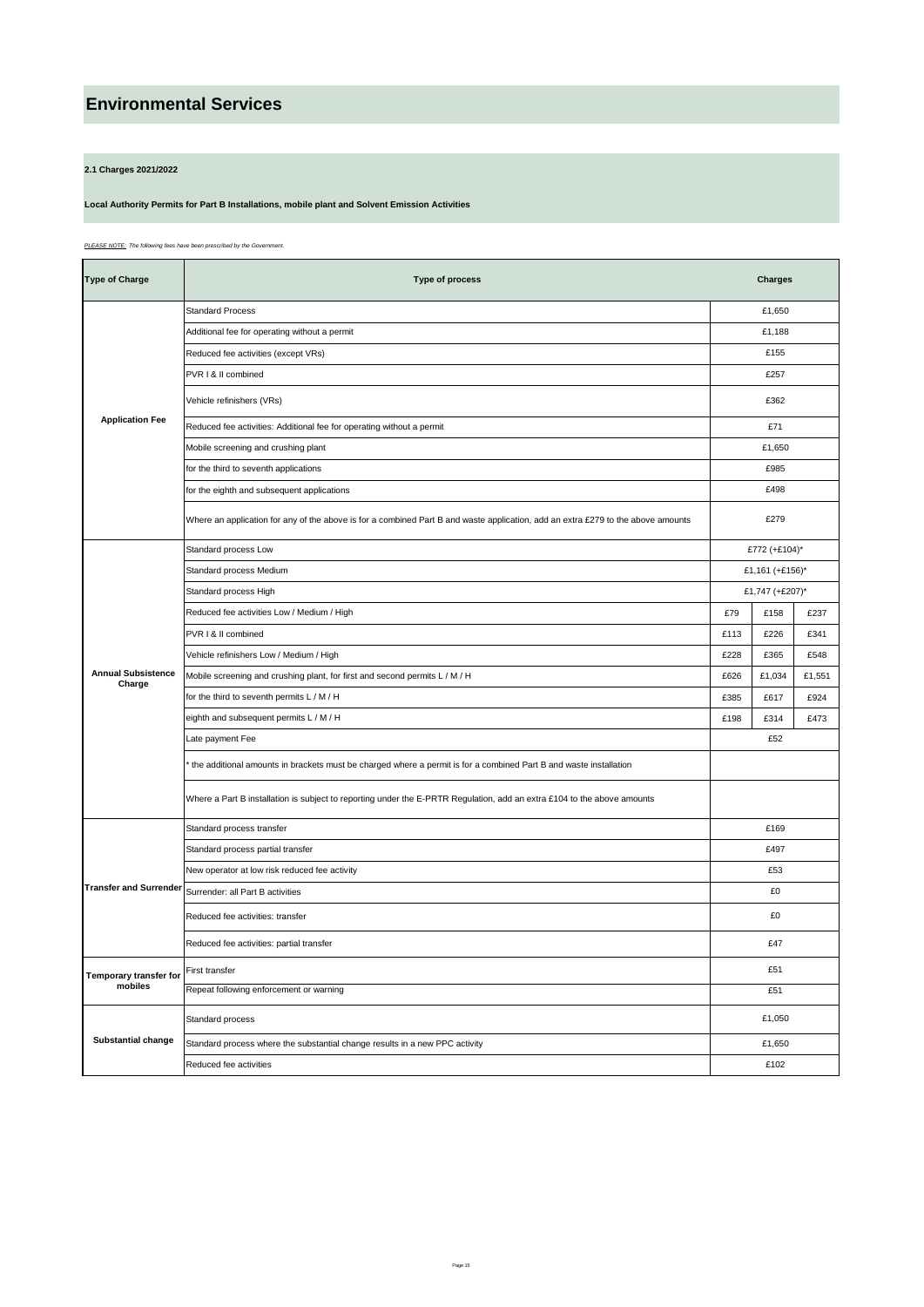# Environmental Services

**2.1 Charges 2021/2022**

**Local Authority Permits for Part B Installations, mobile plant and Solvent Emission Activities**

*PLEASE NOTE: The following fees have been prescribed by the Government.*

| Type of Charge | Type of process | Charges | | |
|---|---|---|---|---|
| **Application Fee** | Standard Process | £1,650 | | |
| | Additional fee for operating without a permit | £1,188 | | |
| | Reduced fee activities (except VRs) | £155 | | |
| | PVR I & II combined | £257 | | |
| | Vehicle refinishers (VRs) | £362 | | |
| | Reduced fee activities: Additional fee for operating without a permit | £71 | | |
| | Mobile screening and crushing plant | £1,650 | | |
| | for the third to seventh applications | £985 | | |
| | for the eighth and subsequent applications | £498 | | |
| | Where an application for any of the above is for a combined Part B and waste application, add an extra £279 to the above amounts | £279 | | |
| **Annual Subsistence Charge** | Standard process Low | £772 (+£104)* | | |
| | Standard process Medium | £1,161 (+£156)* | | |
| | Standard process High | £1,747 (+£207)* | | |
| | Reduced fee activities Low / Medium / High | £79 | £158 | £237 |
| | PVR I & II combined | £113 | £226 | £341 |
| | Vehicle refinishers Low / Medium / High | £228 | £365 | £548 |
| | Mobile screening and crushing plant, for first and second permits L / M / H | £626 | £1,034 | £1,551 |
| | for the third to seventh permits L / M / H | £385 | £617 | £924 |
| | eighth and subsequent permits L / M / H | £198 | £314 | £473 |
| | Late payment Fee | £52 | | |
| | * the additional amounts in brackets must be charged where a permit is for a combined Part B and waste installation | | | |
| | Where a Part B installation is subject to reporting under the E-PRTR Regulation, add an extra £104 to the above amounts | | | |
| **Transfer and Surrender** | Standard process transfer | £169 | | |
| | Standard process partial transfer | £497 | | |
| | New operator at low risk reduced fee activity | £53 | | |
| | Surrender: all Part B activities | £0 | | |
| | Reduced fee activities: transfer | £0 | | |
| | Reduced fee activities: partial transfer | £47 | | |
| **Temporary transfer for mobiles** | First transfer | £51 | | |
| | Repeat following enforcement or warning | £51 | | |
| **Substantial change** | Standard process | £1,050 | | |
| | Standard process where the substantial change results in a new PPC activity | £1,650 | | |
| | Reduced fee activities | £102 | | |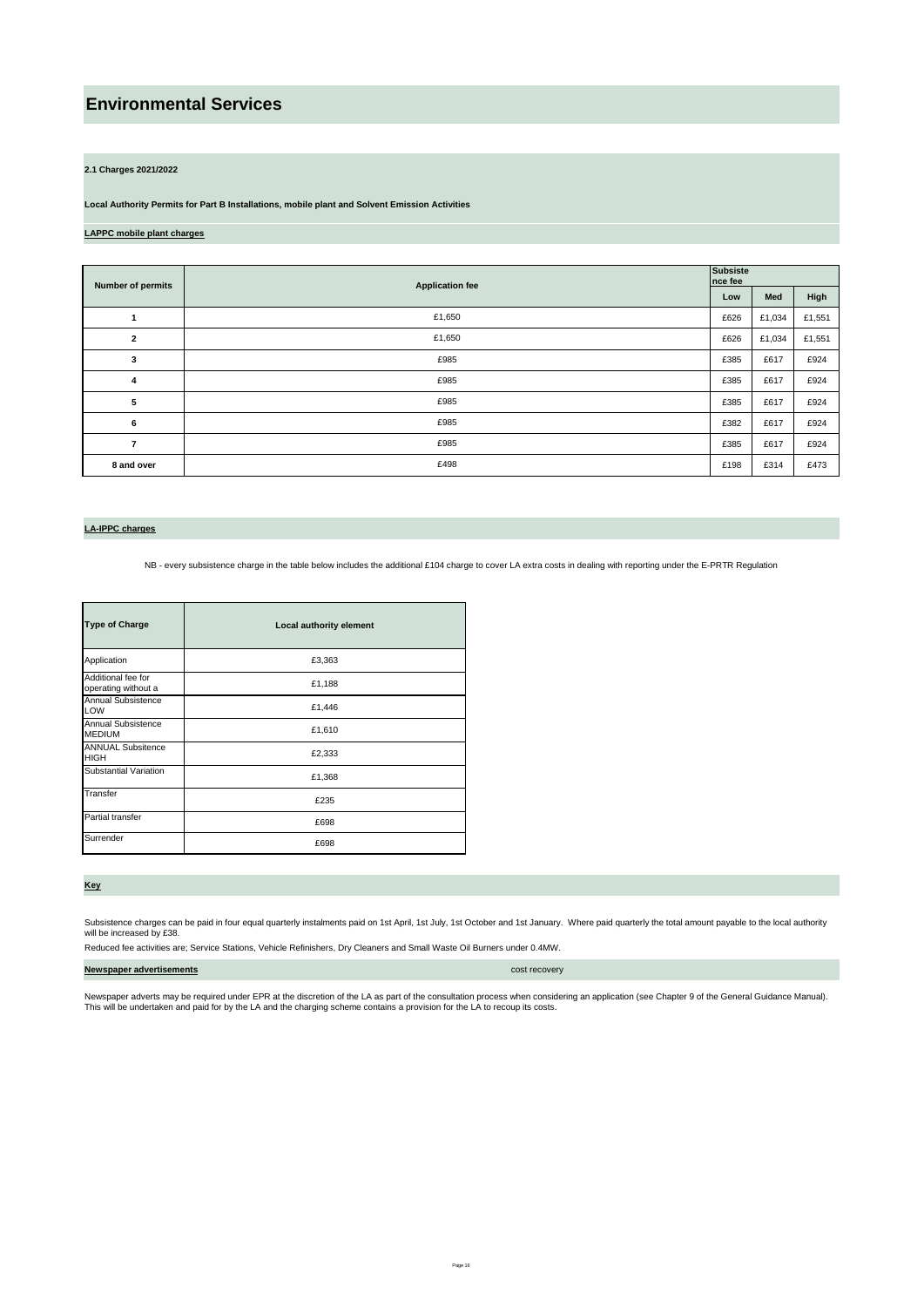# Environmental Services

**2.1 Charges 2021/2022**

**Local Authority Permits for Part B Installations, mobile plant and Solvent Emission Activities**

**LAPPC mobile plant charges**

| Number of permits | Application fee | Subsistence fee | | |
|---|---|---|---|---|
| | | Low | Med | High |
| 1 | £1,650 | £626 | £1,034 | £1,551 |
| 2 | £1,650 | £626 | £1,034 | £1,551 |
| 3 | £985 | £385 | £617 | £924 |
| 4 | £985 | £385 | £617 | £924 |
| 5 | £985 | £385 | £617 | £924 |
| 6 | £985 | £382 | £617 | £924 |
| 7 | £985 | £385 | £617 | £924 |
| 8 and over | £498 | £198 | £314 | £473 |

**LA-IPPC charges**

NB - every subsistence charge in the table below includes the additional £104 charge to cover LA extra costs in dealing with reporting under the E-PRTR Regulation

| Type of Charge | Local authority element |
|---|---|
| Application | £3,363 |
| Additional fee for operating without a | £1,188 |
| Annual Subsistence LOW | £1,446 |
| Annual Subsistence MEDIUM | £1,610 |
| ANNUAL Subsitence HIGH | £2,333 |
| Substantial Variation | £1,368 |
| Transfer | £235 |
| Partial transfer | £698 |
| Surrender | £698 |

**Key**

Subsistence charges can be paid in four equal quarterly instalments paid on 1st April, 1st July, 1st October and 1st January. Where paid quarterly the total amount payable to the local authority will be increased by £38.

Reduced fee activities are; Service Stations, Vehicle Refinishers, Dry Cleaners and Small Waste Oil Burners under 0.4MW.

**Newspaper advertisements** cost recovery

Newspaper adverts may be required under EPR at the discretion of the LA as part of the consultation process when considering an application (see Chapter 9 of the General Guidance Manual). This will be undertaken and paid for by the LA and the charging scheme contains a provision for the LA to recoup its costs.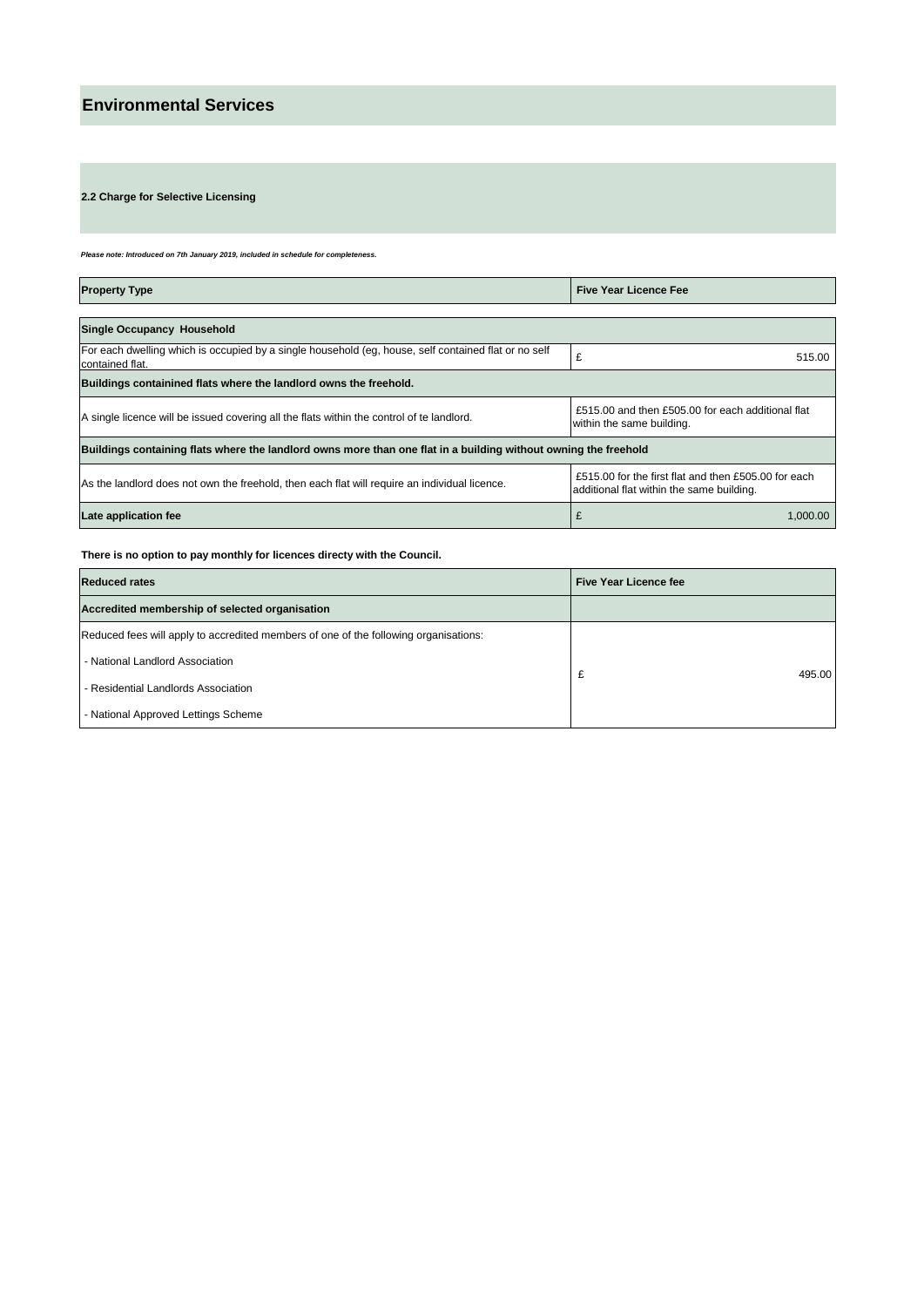## Environmental Services

### 2.2 Charge for Selective Licensing

***Please note: Introduced on 7th January 2019, included in schedule for completeness.***

| **Property Type** | **Five Year Licence Fee** |
|---|---|
| **Single Occupancy Household** | |
| For each dwelling which is occupied by a single household (eg, house, self contained flat or no self contained flat. | £ 515.00 |
| **Buildings containined flats where the landlord owns the freehold.** | |
| A single licence will be issued covering all the flats within the control of te landlord. | £515.00 and then £505.00 for each additional flat within the same building. |
| **Buildings containing flats where the landlord owns more than one flat in a building without owning the freehold** | |
| As the landlord does not own the freehold, then each flat will require an individual licence. | £515.00 for the first flat and then £505.00 for each additional flat within the same building. |
| **Late application fee** | £ 1,000.00 |

**There is no option to pay monthly for licences directy with the Council.**

| **Reduced rates** | **Five Year Licence fee** |
|---|---|
| **Accredited membership of selected organisation** | |
| Reduced fees will apply to accredited members of one of the following organisations:<br>- National Landlord Association<br>- Residential Landlords Association<br>- National Approved Lettings Scheme | £ 495.00 |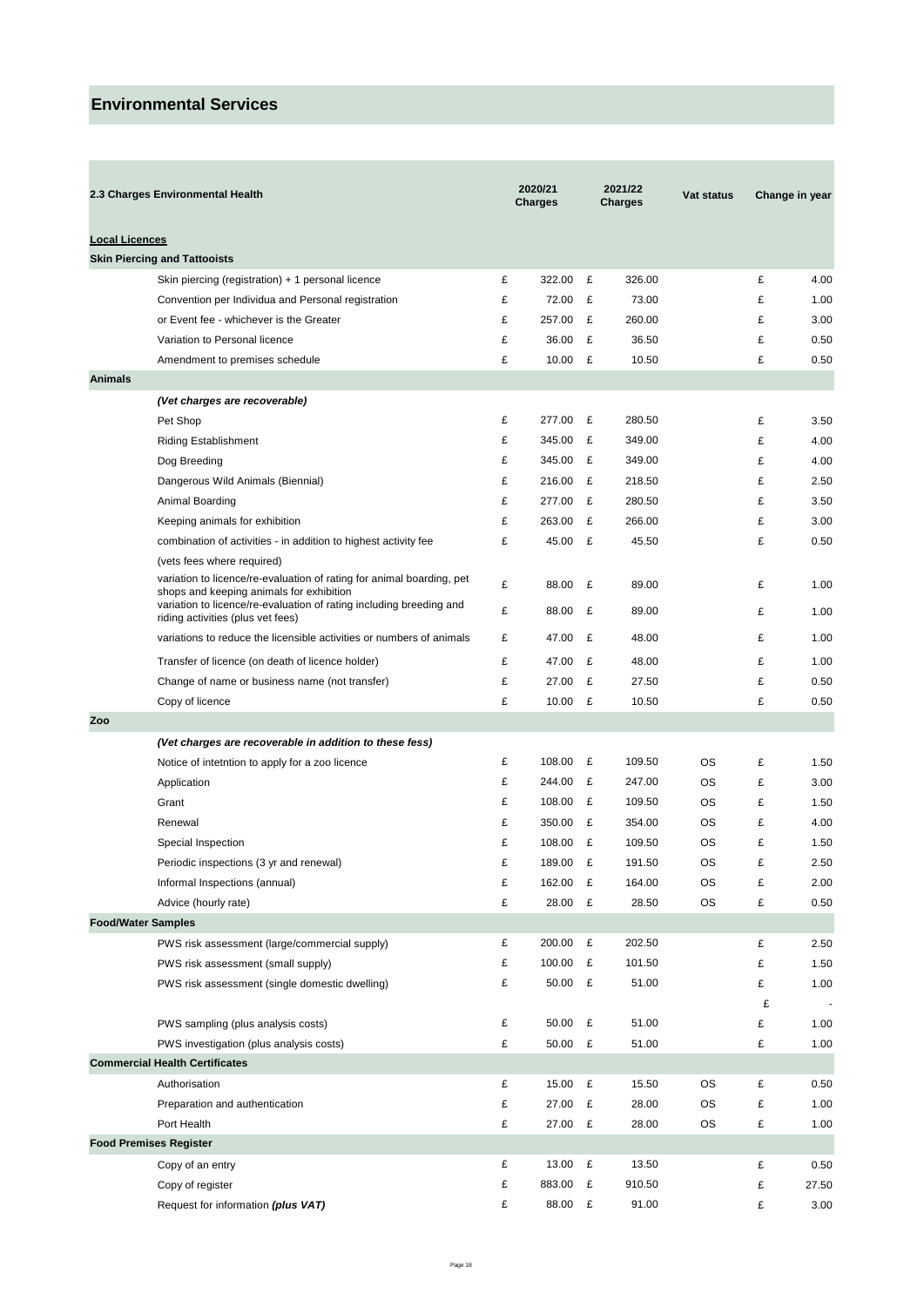## Environmental Services

| 2.3 Charges Environmental Health | 2020/21 Charges | 2021/22 Charges | Vat status | Change in year |
|---|---|---|---|---|
| **Local Licences** | | | | |
| **Skin Piercing and Tattooists** | | | | |
| Skin piercing (registration) + 1 personal licence | £ 322.00 | £ 326.00 | | £ 4.00 |
| Convention per Individua and Personal registration | £ 72.00 | £ 73.00 | | £ 1.00 |
| or Event fee - whichever is the Greater | £ 257.00 | £ 260.00 | | £ 3.00 |
| Variation to Personal licence | £ 36.00 | £ 36.50 | | £ 0.50 |
| Amendment to premises schedule | £ 10.00 | £ 10.50 | | £ 0.50 |
| **Animals** | | | | |
| ***(Vet charges are recoverable)*** | | | | |
| Pet Shop | £ 277.00 | £ 280.50 | | £ 3.50 |
| Riding Establishment | £ 345.00 | £ 349.00 | | £ 4.00 |
| Dog Breeding | £ 345.00 | £ 349.00 | | £ 4.00 |
| Dangerous Wild Animals (Biennial) | £ 216.00 | £ 218.50 | | £ 2.50 |
| Animal Boarding | £ 277.00 | £ 280.50 | | £ 3.50 |
| Keeping animals for exhibition | £ 263.00 | £ 266.00 | | £ 3.00 |
| combination of activities - in addition to highest activity fee | £ 45.00 | £ 45.50 | | £ 0.50 |
| (vets fees where required) | | | | |
| variation to licence/re-evaluation of rating for animal boarding, pet shops and keeping animals for exhibition | £ 88.00 | £ 89.00 | | £ 1.00 |
| variation to licence/re-evaluation of rating including breeding and riding activities (plus vet fees) | £ 88.00 | £ 89.00 | | £ 1.00 |
| variations to reduce the licensible activities or numbers of animals | £ 47.00 | £ 48.00 | | £ 1.00 |
| Transfer of licence (on death of licence holder) | £ 47.00 | £ 48.00 | | £ 1.00 |
| Change of name or business name (not transfer) | £ 27.00 | £ 27.50 | | £ 0.50 |
| Copy of licence | £ 10.00 | £ 10.50 | | £ 0.50 |
| **Zoo** | | | | |
| ***(Vet charges are recoverable in addition to these fess)*** | | | | |
| Notice of intetntion to apply for a zoo licence | £ 108.00 | £ 109.50 | OS | £ 1.50 |
| Application | £ 244.00 | £ 247.00 | OS | £ 3.00 |
| Grant | £ 108.00 | £ 109.50 | OS | £ 1.50 |
| Renewal | £ 350.00 | £ 354.00 | OS | £ 4.00 |
| Special Inspection | £ 108.00 | £ 109.50 | OS | £ 1.50 |
| Periodic inspections (3 yr and renewal) | £ 189.00 | £ 191.50 | OS | £ 2.50 |
| Informal Inspections (annual) | £ 162.00 | £ 164.00 | OS | £ 2.00 |
| Advice (hourly rate) | £ 28.00 | £ 28.50 | OS | £ 0.50 |
| **Food/Water Samples** | | | | |
| PWS risk assessment (large/commercial supply) | £ 200.00 | £ 202.50 | | £ 2.50 |
| PWS risk assessment (small supply) | £ 100.00 | £ 101.50 | | £ 1.50 |
| PWS risk assessment (single domestic dwelling) | £ 50.00 | £ 51.00 | | £ 1.00 |
| | | | | £ - |
| PWS sampling (plus analysis costs) | £ 50.00 | £ 51.00 | | £ 1.00 |
| PWS investigation (plus analysis costs) | £ 50.00 | £ 51.00 | | £ 1.00 |
| **Commercial Health Certificates** | | | | |
| Authorisation | £ 15.00 | £ 15.50 | OS | £ 0.50 |
| Preparation and authentication | £ 27.00 | £ 28.00 | OS | £ 1.00 |
| Port Health | £ 27.00 | £ 28.00 | OS | £ 1.00 |
| **Food Premises Register** | | | | |
| Copy of an entry | £ 13.00 | £ 13.50 | | £ 0.50 |
| Copy of register | £ 883.00 | £ 910.50 | | £ 27.50 |
| Request for information ***(plus VAT)*** | £ 88.00 | £ 91.00 | | £ 3.00 |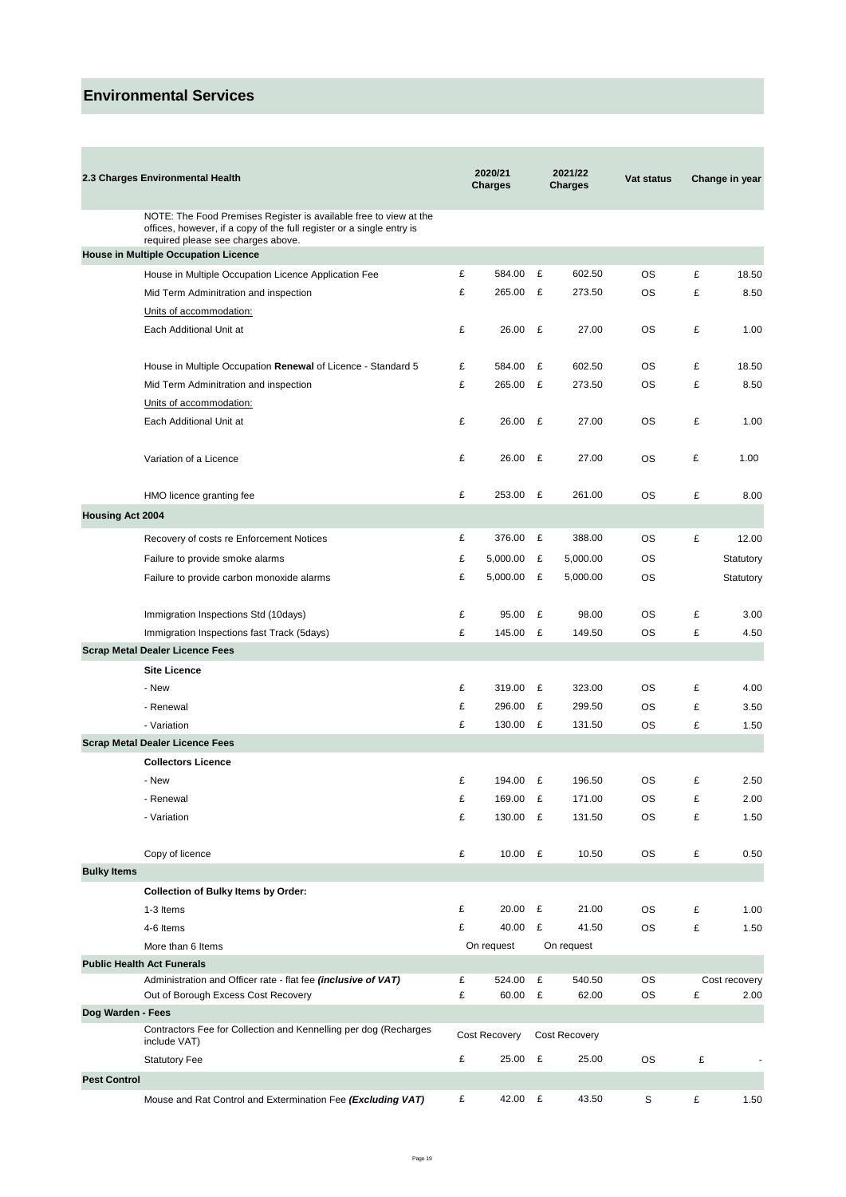## Environmental Services

| 2.3 Charges Environmental Health | 2020/21 Charges | 2021/22 Charges | Vat status | Change in year |
|---|---|---|---|---|
| NOTE: The Food Premises Register is available free to view at the offices, however, if a copy of the full register or a single entry is required please see charges above. | | | | |
| **House in Multiple Occupation Licence** | | | | |
| House in Multiple Occupation Licence Application Fee | £ 584.00 | £ 602.50 | OS | £ 18.50 |
| Mid Term Adminitration and inspection | £ 265.00 | £ 273.50 | OS | £ 8.50 |
| Units of accommodation: | | | | |
| Each Additional Unit at | £ 26.00 | £ 27.00 | OS | £ 1.00 |
| House in Multiple Occupation **Renewal** of Licence - Standard 5 | £ 584.00 | £ 602.50 | OS | £ 18.50 |
| Mid Term Adminitration and inspection | £ 265.00 | £ 273.50 | OS | £ 8.50 |
| Units of accommodation: | | | | |
| Each Additional Unit at | £ 26.00 | £ 27.00 | OS | £ 1.00 |
| Variation of a Licence | £ 26.00 | £ 27.00 | OS | £ 1.00 |
| HMO licence granting fee | £ 253.00 | £ 261.00 | OS | £ 8.00 |
| **Housing Act 2004** | | | | |
| Recovery of costs re Enforcement Notices | £ 376.00 | £ 388.00 | OS | £ 12.00 |
| Failure to provide smoke alarms | £ 5,000.00 | £ 5,000.00 | OS | Statutory |
| Failure to provide carbon monoxide alarms | £ 5,000.00 | £ 5,000.00 | OS | Statutory |
| Immigration Inspections Std (10days) | £ 95.00 | £ 98.00 | OS | £ 3.00 |
| Immigration Inspections fast Track (5days) | £ 145.00 | £ 149.50 | OS | £ 4.50 |
| **Scrap Metal Dealer Licence Fees** | | | | |
| **Site Licence** | | | | |
| - New | £ 319.00 | £ 323.00 | OS | £ 4.00 |
| - Renewal | £ 296.00 | £ 299.50 | OS | £ 3.50 |
| - Variation | £ 130.00 | £ 131.50 | OS | £ 1.50 |
| **Scrap Metal Dealer Licence Fees** | | | | |
| **Collectors Licence** | | | | |
| - New | £ 194.00 | £ 196.50 | OS | £ 2.50 |
| - Renewal | £ 169.00 | £ 171.00 | OS | £ 2.00 |
| - Variation | £ 130.00 | £ 131.50 | OS | £ 1.50 |
| Copy of licence | £ 10.00 | £ 10.50 | OS | £ 0.50 |
| **Bulky Items** | | | | |
| **Collection of Bulky Items by Order:** | | | | |
| 1-3 Items | £ 20.00 | £ 21.00 | OS | £ 1.00 |
| 4-6 Items | £ 40.00 | £ 41.50 | OS | £ 1.50 |
| More than 6 Items | On request | On request | | |
| **Public Health Act Funerals** | | | | |
| Administration and Officer rate - flat fee ***(inclusive of VAT)*** | £ 524.00 | £ 540.50 | OS | Cost recovery |
| Out of Borough Excess Cost Recovery | £ 60.00 | £ 62.00 | OS | £ 2.00 |
| **Dog Warden - Fees** | | | | |
| Contractors Fee for Collection and Kennelling per dog (Recharges include VAT) | Cost Recovery | Cost Recovery | | |
| Statutory Fee | £ 25.00 | £ 25.00 | OS | £ - |
| **Pest Control** | | | | |
| Mouse and Rat Control and Extermination Fee ***(Excluding VAT)*** | £ 42.00 | £ 43.50 | S | £ 1.50 |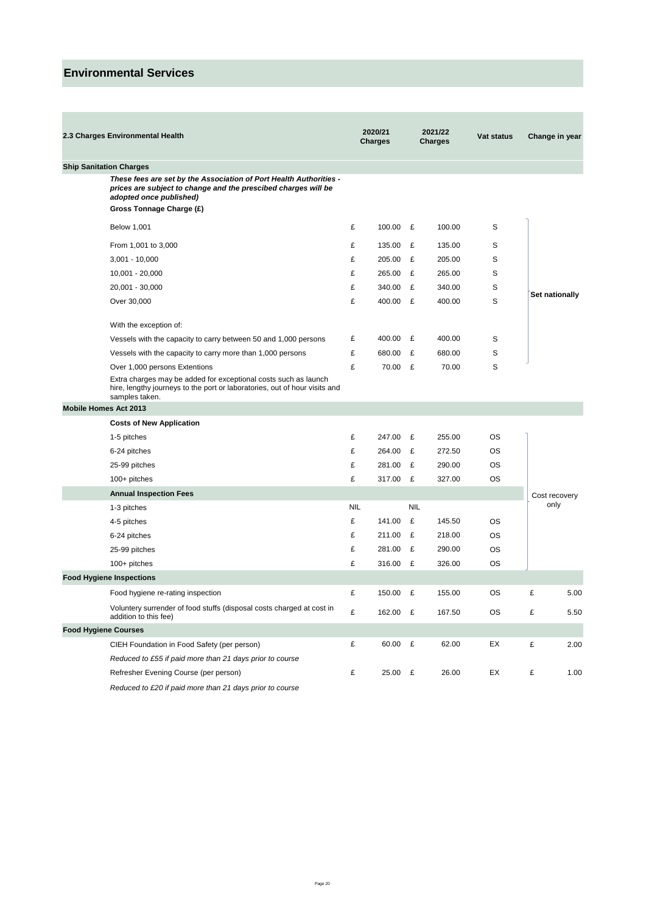# Environmental Services

| 2.3 Charges Environmental Health | 2020/21 Charges | 2021/22 Charges | Vat status | Change in year |
|---|---|---|---|---|
| **Ship Sanitation Charges** | | | | |
| ***These fees are set by the Association of Port Health Authorities - prices are subject to change and the prescibed charges will be adopted once published)*** | | | | |
| **Gross Tonnage Charge (£)** | | | | |
| Below 1,001 | £ 100.00 | £ 100.00 | S | Set nationally |
| From 1,001 to 3,000 | £ 135.00 | £ 135.00 | S | Set nationally |
| 3,001 - 10,000 | £ 205.00 | £ 205.00 | S | Set nationally |
| 10,001 - 20,000 | £ 265.00 | £ 265.00 | S | Set nationally |
| 20,001 - 30,000 | £ 340.00 | £ 340.00 | S | Set nationally |
| Over 30,000 | £ 400.00 | £ 400.00 | S | Set nationally |
| With the exception of: | | | | |
| Vessels with the capacity to carry between 50 and 1,000 persons | £ 400.00 | £ 400.00 | S | Set nationally |
| Vessels with the capacity to carry more than 1,000 persons | £ 680.00 | £ 680.00 | S | Set nationally |
| Over 1,000 persons Extentions | £ 70.00 | £ 70.00 | S | Set nationally |
| Extra charges may be added for exceptional costs such as launch hire, lengthy journeys to the port or laboratories, out of hour visits and samples taken. | | | | |
| **Mobile Homes Act 2013** | | | | |
| **Costs of New Application** | | | | |
| 1-5 pitches | £ 247.00 | £ 255.00 | OS | Cost recovery only |
| 6-24 pitches | £ 264.00 | £ 272.50 | OS | Cost recovery only |
| 25-99 pitches | £ 281.00 | £ 290.00 | OS | Cost recovery only |
| 100+ pitches | £ 317.00 | £ 327.00 | OS | Cost recovery only |
| **Annual Inspection Fees** | | | | |
| 1-3 pitches | NIL | NIL | | Cost recovery only |
| 4-5 pitches | £ 141.00 | £ 145.50 | OS | Cost recovery only |
| 6-24 pitches | £ 211.00 | £ 218.00 | OS | Cost recovery only |
| 25-99 pitches | £ 281.00 | £ 290.00 | OS | Cost recovery only |
| 100+ pitches | £ 316.00 | £ 326.00 | OS | Cost recovery only |
| **Food Hygiene Inspections** | | | | |
| Food hygiene re-rating inspection | £ 150.00 | £ 155.00 | OS | £ 5.00 |
| Voluntery surrender of food stuffs (disposal costs charged at cost in addition to this fee) | £ 162.00 | £ 167.50 | OS | £ 5.50 |
| **Food Hygiene Courses** | | | | |
| CIEH Foundation in Food Safety (per person) | £ 60.00 | £ 62.00 | EX | £ 2.00 |
| *Reduced to £55 if paid more than 21 days prior to course* | | | | |
| Refresher Evening Course (per person) | £ 25.00 | £ 26.00 | EX | £ 1.00 |
| *Reduced to £20 if paid more than 21 days prior to course* | | | | |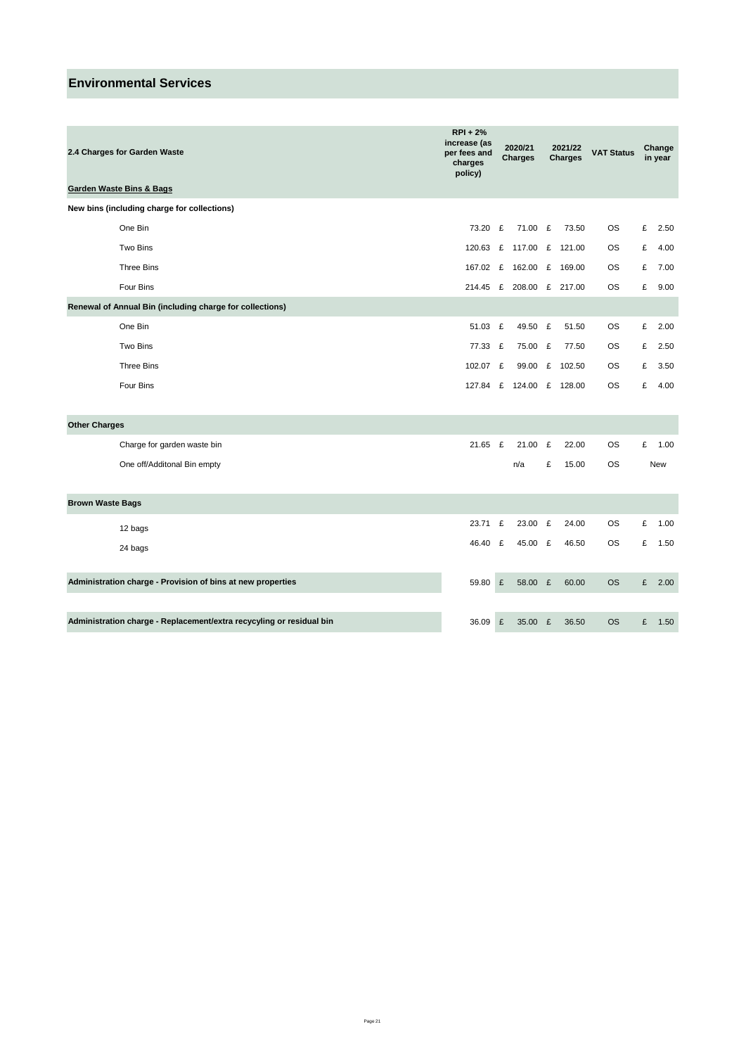## Environmental Services

| 2.4 Charges for Garden Waste | RPI + 2% increase (as per fees and charges policy) | 2020/21 Charges | 2021/22 Charges | VAT Status | Change in year |
|---|---|---|---|---|---|
| **Garden Waste Bins & Bags** | | | | | |
| **New bins (including charge for collections)** | | | | | |
| One Bin | 73.20 | £ 71.00 | £ 73.50 | OS | £ 2.50 |
| Two Bins | 120.63 | £ 117.00 | £ 121.00 | OS | £ 4.00 |
| Three Bins | 167.02 | £ 162.00 | £ 169.00 | OS | £ 7.00 |
| Four Bins | 214.45 | £ 208.00 | £ 217.00 | OS | £ 9.00 |
| **Renewal of Annual Bin (including charge for collections)** | | | | | |
| One Bin | 51.03 | £ 49.50 | £ 51.50 | OS | £ 2.00 |
| Two Bins | 77.33 | £ 75.00 | £ 77.50 | OS | £ 2.50 |
| Three Bins | 102.07 | £ 99.00 | £ 102.50 | OS | £ 3.50 |
| Four Bins | 127.84 | £ 124.00 | £ 128.00 | OS | £ 4.00 |
| **Other Charges** | | | | | |
| Charge for garden waste bin | 21.65 | £ 21.00 | £ 22.00 | OS | £ 1.00 |
| One off/Additonal Bin empty | | n/a | £ 15.00 | OS | New |
| **Brown Waste Bags** | | | | | |
| 12 bags | 23.71 | £ 23.00 | £ 24.00 | OS | £ 1.00 |
| 24 bags | 46.40 | £ 45.00 | £ 46.50 | OS | £ 1.50 |
| **Administration charge - Provision of bins at new properties** | 59.80 | £ 58.00 | £ 60.00 | OS | £ 2.00 |
| **Administration charge - Replacement/extra recycyling or residual bin** | 36.09 | £ 35.00 | £ 36.50 | OS | £ 1.50 |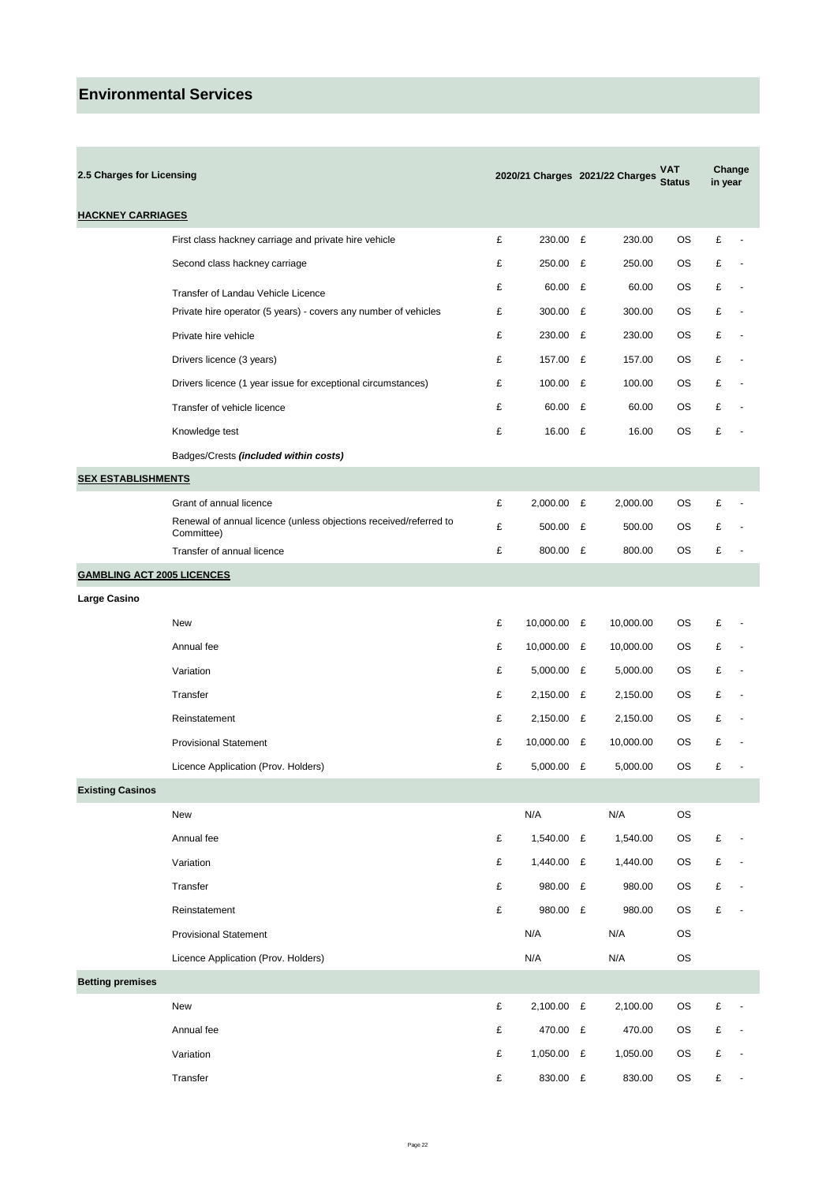# Environmental Services

| 2.5 Charges for Licensing | | 2020/21 Charges | 2021/22 Charges | VAT Status | Change in year |
|---|---|---|---|---|---|
| **HACKNEY CARRIAGES** | | | | | |
| | First class hackney carriage and private hire vehicle | £ 230.00 | £ 230.00 | OS | £ - |
| | Second class hackney carriage | £ 250.00 | £ 250.00 | OS | £ - |
| | Transfer of Landau Vehicle Licence | £ 60.00 | £ 60.00 | OS | £ - |
| | Private hire operator (5 years) - covers any number of vehicles | £ 300.00 | £ 300.00 | OS | £ - |
| | Private hire vehicle | £ 230.00 | £ 230.00 | OS | £ - |
| | Drivers licence (3 years) | £ 157.00 | £ 157.00 | OS | £ - |
| | Drivers licence (1 year issue for exceptional circumstances) | £ 100.00 | £ 100.00 | OS | £ - |
| | Transfer of vehicle licence | £ 60.00 | £ 60.00 | OS | £ - |
| | Knowledge test | £ 16.00 | £ 16.00 | OS | £ - |
| | Badges/Crests ***(included within costs)*** | | | | |
| **SEX ESTABLISHMENTS** | | | | | |
| | Grant of annual licence | £ 2,000.00 | £ 2,000.00 | OS | £ - |
| | Renewal of annual licence (unless objections received/referred to Committee) | £ 500.00 | £ 500.00 | OS | £ - |
| | Transfer of annual licence | £ 800.00 | £ 800.00 | OS | £ - |
| **GAMBLING ACT 2005 LICENCES** | | | | | |
| **Large Casino** | | | | | |
| | New | £ 10,000.00 | £ 10,000.00 | OS | £ - |
| | Annual fee | £ 10,000.00 | £ 10,000.00 | OS | £ - |
| | Variation | £ 5,000.00 | £ 5,000.00 | OS | £ - |
| | Transfer | £ 2,150.00 | £ 2,150.00 | OS | £ - |
| | Reinstatement | £ 2,150.00 | £ 2,150.00 | OS | £ - |
| | Provisional Statement | £ 10,000.00 | £ 10,000.00 | OS | £ - |
| | Licence Application (Prov. Holders) | £ 5,000.00 | £ 5,000.00 | OS | £ - |
| **Existing Casinos** | | | | | |
| | New | N/A | N/A | OS | |
| | Annual fee | £ 1,540.00 | £ 1,540.00 | OS | £ - |
| | Variation | £ 1,440.00 | £ 1,440.00 | OS | £ - |
| | Transfer | £ 980.00 | £ 980.00 | OS | £ - |
| | Reinstatement | £ 980.00 | £ 980.00 | OS | £ - |
| | Provisional Statement | N/A | N/A | OS | |
| | Licence Application (Prov. Holders) | N/A | N/A | OS | |
| **Betting premises** | | | | | |
| | New | £ 2,100.00 | £ 2,100.00 | OS | £ - |
| | Annual fee | £ 470.00 | £ 470.00 | OS | £ - |
| | Variation | £ 1,050.00 | £ 1,050.00 | OS | £ - |
| | Transfer | £ 830.00 | £ 830.00 | OS | £ - |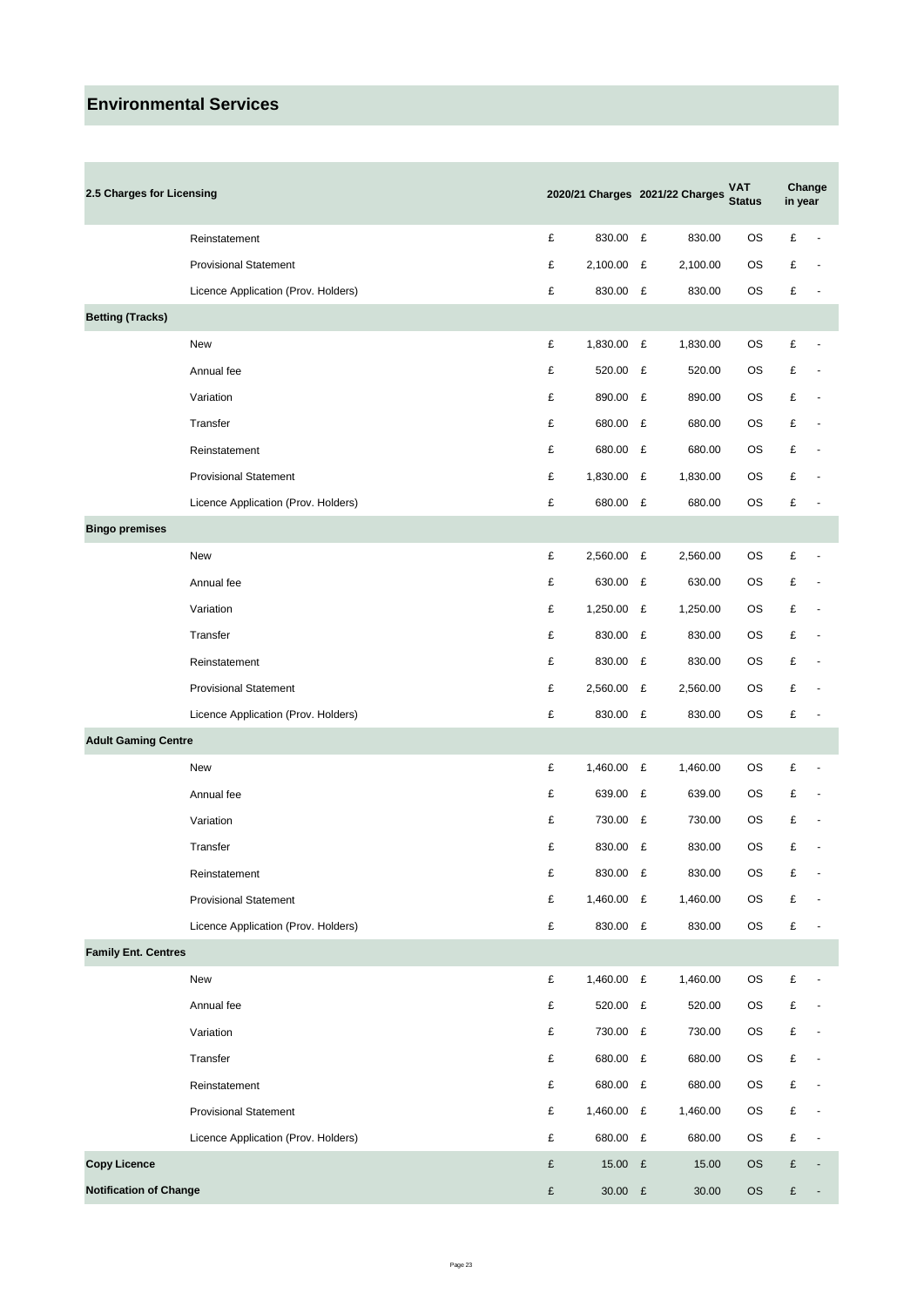# Environmental Services

| 2.5 Charges for Licensing | | 2020/21 Charges | 2021/22 Charges | VAT Status | Change in year |
|---|---|---|---|---|---|
| | Reinstatement | £ 830.00 | £ 830.00 | OS | £ - |
| | Provisional Statement | £ 2,100.00 | £ 2,100.00 | OS | £ - |
| | Licence Application (Prov. Holders) | £ 830.00 | £ 830.00 | OS | £ - |
| **Betting (Tracks)** | | | | | |
| | New | £ 1,830.00 | £ 1,830.00 | OS | £ - |
| | Annual fee | £ 520.00 | £ 520.00 | OS | £ - |
| | Variation | £ 890.00 | £ 890.00 | OS | £ - |
| | Transfer | £ 680.00 | £ 680.00 | OS | £ - |
| | Reinstatement | £ 680.00 | £ 680.00 | OS | £ - |
| | Provisional Statement | £ 1,830.00 | £ 1,830.00 | OS | £ - |
| | Licence Application (Prov. Holders) | £ 680.00 | £ 680.00 | OS | £ - |
| **Bingo premises** | | | | | |
| | New | £ 2,560.00 | £ 2,560.00 | OS | £ - |
| | Annual fee | £ 630.00 | £ 630.00 | OS | £ - |
| | Variation | £ 1,250.00 | £ 1,250.00 | OS | £ - |
| | Transfer | £ 830.00 | £ 830.00 | OS | £ - |
| | Reinstatement | £ 830.00 | £ 830.00 | OS | £ - |
| | Provisional Statement | £ 2,560.00 | £ 2,560.00 | OS | £ - |
| | Licence Application (Prov. Holders) | £ 830.00 | £ 830.00 | OS | £ - |
| **Adult Gaming Centre** | | | | | |
| | New | £ 1,460.00 | £ 1,460.00 | OS | £ - |
| | Annual fee | £ 639.00 | £ 639.00 | OS | £ - |
| | Variation | £ 730.00 | £ 730.00 | OS | £ - |
| | Transfer | £ 830.00 | £ 830.00 | OS | £ - |
| | Reinstatement | £ 830.00 | £ 830.00 | OS | £ - |
| | Provisional Statement | £ 1,460.00 | £ 1,460.00 | OS | £ - |
| | Licence Application (Prov. Holders) | £ 830.00 | £ 830.00 | OS | £ - |
| **Family Ent. Centres** | | | | | |
| | New | £ 1,460.00 | £ 1,460.00 | OS | £ - |
| | Annual fee | £ 520.00 | £ 520.00 | OS | £ - |
| | Variation | £ 730.00 | £ 730.00 | OS | £ - |
| | Transfer | £ 680.00 | £ 680.00 | OS | £ - |
| | Reinstatement | £ 680.00 | £ 680.00 | OS | £ - |
| | Provisional Statement | £ 1,460.00 | £ 1,460.00 | OS | £ - |
| | Licence Application (Prov. Holders) | £ 680.00 | £ 680.00 | OS | £ - |
| **Copy Licence** | | £ 15.00 | £ 15.00 | OS | £ - |
| **Notification of Change** | | £ 30.00 | £ 30.00 | OS | £ - |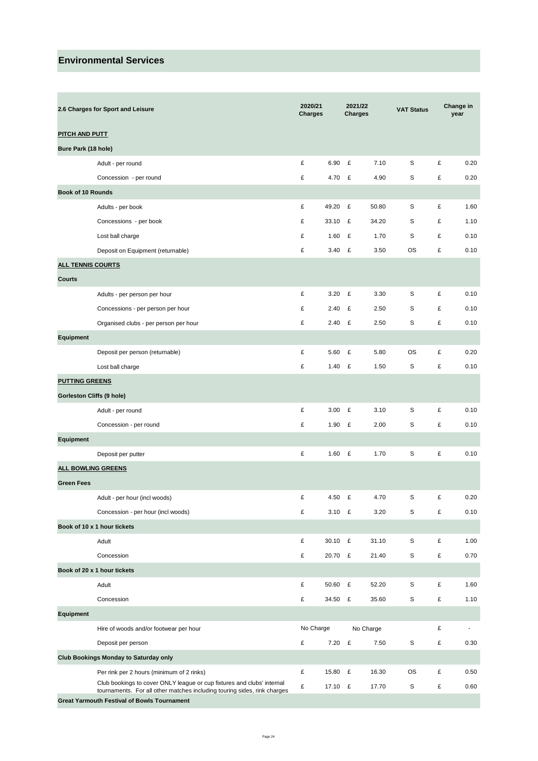# Environmental Services

| 2.6 Charges for Sport and Leisure | 2020/21 Charges | 2021/22 Charges | VAT Status | Change in year |
|---|---|---|---|---|
| **PITCH AND PUTT** | | | | |
| **Bure Park (18 hole)** | | | | |
| Adult - per round | £ 6.90 | £ 7.10 | S | £ 0.20 |
| Concession - per round | £ 4.70 | £ 4.90 | S | £ 0.20 |
| **Book of 10 Rounds** | | | | |
| Adults - per book | £ 49.20 | £ 50.80 | S | £ 1.60 |
| Concessions - per book | £ 33.10 | £ 34.20 | S | £ 1.10 |
| Lost ball charge | £ 1.60 | £ 1.70 | S | £ 0.10 |
| Deposit on Equipment (returnable) | £ 3.40 | £ 3.50 | OS | £ 0.10 |
| **ALL TENNIS COURTS** | | | | |
| **Courts** | | | | |
| Adults - per person per hour | £ 3.20 | £ 3.30 | S | £ 0.10 |
| Concessions - per person per hour | £ 2.40 | £ 2.50 | S | £ 0.10 |
| Organised clubs - per person per hour | £ 2.40 | £ 2.50 | S | £ 0.10 |
| **Equipment** | | | | |
| Deposit per person (returnable) | £ 5.60 | £ 5.80 | OS | £ 0.20 |
| Lost ball charge | £ 1.40 | £ 1.50 | S | £ 0.10 |
| **PUTTING GREENS** | | | | |
| **Gorleston Cliffs (9 hole)** | | | | |
| Adult - per round | £ 3.00 | £ 3.10 | S | £ 0.10 |
| Concession - per round | £ 1.90 | £ 2.00 | S | £ 0.10 |
| **Equipment** | | | | |
| Deposit per putter | £ 1.60 | £ 1.70 | S | £ 0.10 |
| **ALL BOWLING GREENS** | | | | |
| **Green Fees** | | | | |
| Adult - per hour (incl woods) | £ 4.50 | £ 4.70 | S | £ 0.20 |
| Concession - per hour (incl woods) | £ 3.10 | £ 3.20 | S | £ 0.10 |
| **Book of 10 x 1 hour tickets** | | | | |
| Adult | £ 30.10 | £ 31.10 | S | £ 1.00 |
| Concession | £ 20.70 | £ 21.40 | S | £ 0.70 |
| **Book of 20 x 1 hour tickets** | | | | |
| Adult | £ 50.60 | £ 52.20 | S | £ 1.60 |
| Concession | £ 34.50 | £ 35.60 | S | £ 1.10 |
| **Equipment** | | | | |
| Hire of woods and/or footwear per hour | No Charge | No Charge | | £ - |
| Deposit per person | £ 7.20 | £ 7.50 | S | £ 0.30 |
| **Club Bookings Monday to Saturday only** | | | | |
| Per rink per 2 hours (minimum of 2 rinks) | £ 15.80 | £ 16.30 | OS | £ 0.50 |
| Club bookings to cover ONLY league or cup fixtures and clubs' internal tournaments. For all other matches including touring sides, rink charges | £ 17.10 | £ 17.70 | S | £ 0.60 |
| **Great Yarmouth Festival of Bowls Tournament** | | | | |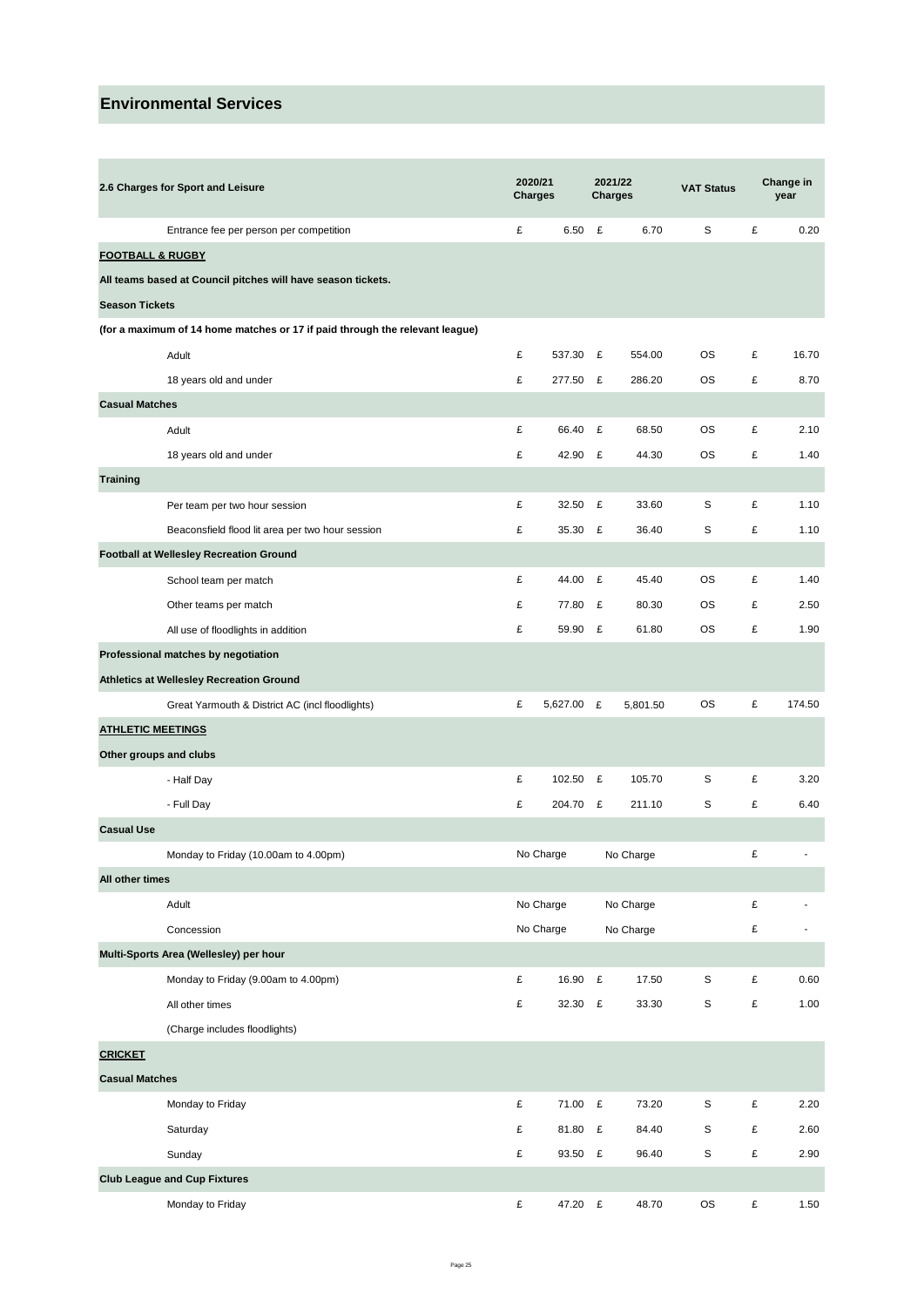# Environmental Services

| 2.6 Charges for Sport and Leisure | 2020/21 Charges | 2021/22 Charges | VAT Status | Change in year |
|---|---|---|---|---|
| Entrance fee per person per competition | £ 6.50 | £ 6.70 | S | £ 0.20 |
| **FOOTBALL & RUGBY** | | | | |
| **All teams based at Council pitches will have season tickets.** | | | | |
| **Season Tickets** | | | | |
| **(for a maximum of 14 home matches or 17 if paid through the relevant league)** | | | | |
| Adult | £ 537.30 | £ 554.00 | OS | £ 16.70 |
| 18 years old and under | £ 277.50 | £ 286.20 | OS | £ 8.70 |
| **Casual Matches** | | | | |
| Adult | £ 66.40 | £ 68.50 | OS | £ 2.10 |
| 18 years old and under | £ 42.90 | £ 44.30 | OS | £ 1.40 |
| **Training** | | | | |
| Per team per two hour session | £ 32.50 | £ 33.60 | S | £ 1.10 |
| Beaconsfield flood lit area per two hour session | £ 35.30 | £ 36.40 | S | £ 1.10 |
| **Football at Wellesley Recreation Ground** | | | | |
| School team per match | £ 44.00 | £ 45.40 | OS | £ 1.40 |
| Other teams per match | £ 77.80 | £ 80.30 | OS | £ 2.50 |
| All use of floodlights in addition | £ 59.90 | £ 61.80 | OS | £ 1.90 |
| **Professional matches by negotiation** | | | | |
| **Athletics at Wellesley Recreation Ground** | | | | |
| Great Yarmouth & District AC (incl floodlights) | £ 5,627.00 | £ 5,801.50 | OS | £ 174.50 |
| **ATHLETIC MEETINGS** | | | | |
| **Other groups and clubs** | | | | |
| - Half Day | £ 102.50 | £ 105.70 | S | £ 3.20 |
| - Full Day | £ 204.70 | £ 211.10 | S | £ 6.40 |
| **Casual Use** | | | | |
| Monday to Friday (10.00am to 4.00pm) | No Charge | No Charge | | £ - |
| **All other times** | | | | |
| Adult | No Charge | No Charge | | £ - |
| Concession | No Charge | No Charge | | £ - |
| **Multi-Sports Area (Wellesley) per hour** | | | | |
| Monday to Friday (9.00am to 4.00pm) | £ 16.90 | £ 17.50 | S | £ 0.60 |
| All other times | £ 32.30 | £ 33.30 | S | £ 1.00 |
| (Charge includes floodlights) | | | | |
| **CRICKET** | | | | |
| **Casual Matches** | | | | |
| Monday to Friday | £ 71.00 | £ 73.20 | S | £ 2.20 |
| Saturday | £ 81.80 | £ 84.40 | S | £ 2.60 |
| Sunday | £ 93.50 | £ 96.40 | S | £ 2.90 |
| **Club League and Cup Fixtures** | | | | |
| Monday to Friday | £ 47.20 | £ 48.70 | OS | £ 1.50 |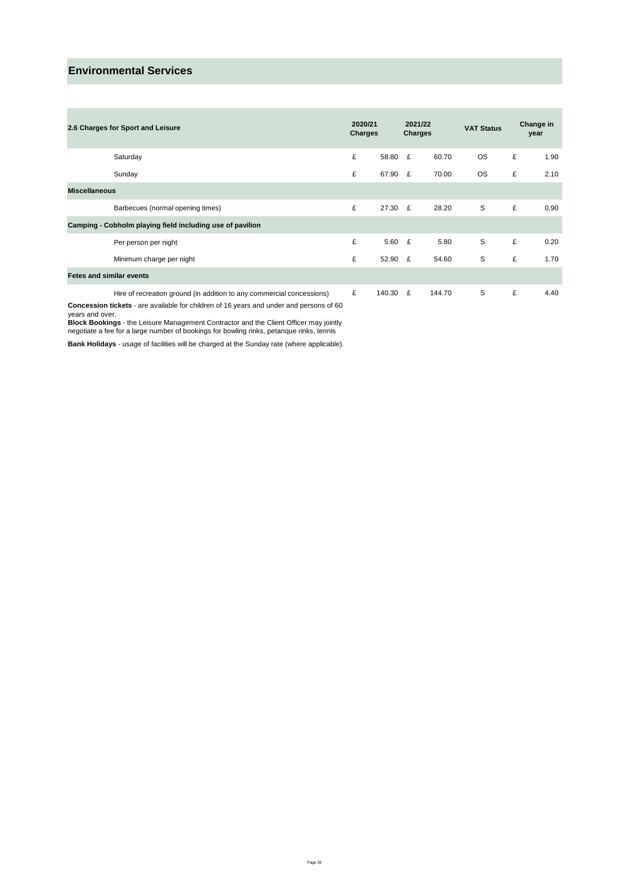# Environmental Services

| 2.6 Charges for Sport and Leisure | 2020/21 Charges | 2021/22 Charges | VAT Status | Change in year |
|---|---|---|---|---|
| Saturday | £ 58.80 | £ 60.70 | OS | £ 1.90 |
| Sunday | £ 67.90 | £ 70.00 | OS | £ 2.10 |
| **Miscellaneous** | | | | |
| Barbecues (normal opening times) | £ 27.30 | £ 28.20 | S | £ 0.90 |
| **Camping - Cobholm playing field including use of pavilion** | | | | |
| Per person per night | £ 5.60 | £ 5.80 | S | £ 0.20 |
| Minimum charge per night | £ 52.90 | £ 54.60 | S | £ 1.70 |
| **Fetes and similar events** | | | | |
| Hire of recreation ground (in addition to any commercial concessions) | £ 140.30 | £ 144.70 | S | £ 4.40 |

**Concession tickets** - are available for children of 16 years and under and persons of 60 years and over.

**Block Bookings** - the Leisure Management Contractor and the Client Officer may jointly negotiate a fee for a large number of bookings for bowling rinks, petanque rinks, tennis

**Bank Holidays** - usage of facilities will be charged at the Sunday rate (where applicable).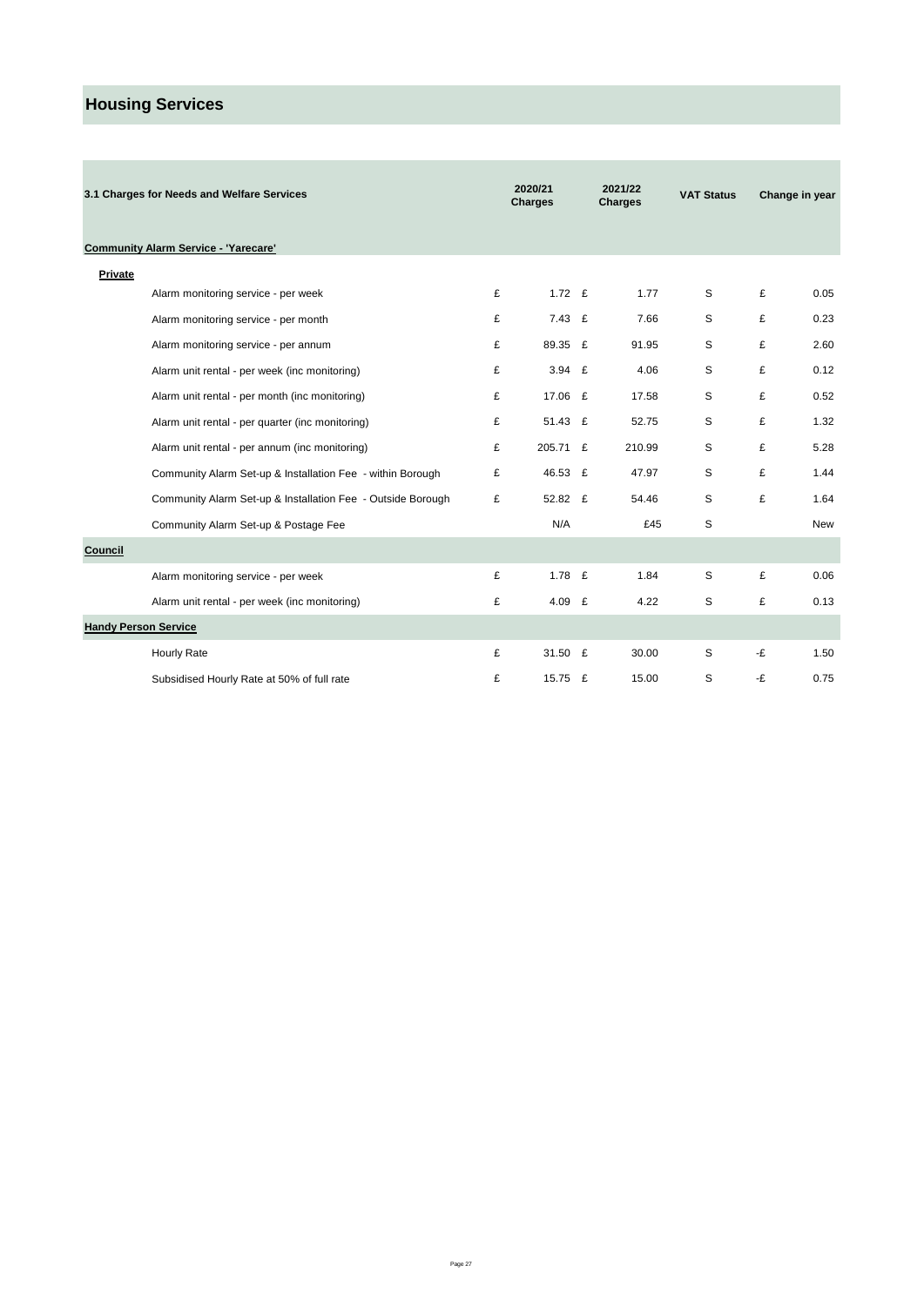# Housing Services

| 3.1 Charges for Needs and Welfare Services | 2020/21 Charges | 2021/22 Charges | VAT Status | Change in year |
|---|---|---|---|---|
| **Community Alarm Service - 'Yarecare'** | | | | |
| **Private** | | | | |
| Alarm monitoring service - per week | £ 1.72 | £ 1.77 | S | £ 0.05 |
| Alarm monitoring service - per month | £ 7.43 | £ 7.66 | S | £ 0.23 |
| Alarm monitoring service - per annum | £ 89.35 | £ 91.95 | S | £ 2.60 |
| Alarm unit rental - per week (inc monitoring) | £ 3.94 | £ 4.06 | S | £ 0.12 |
| Alarm unit rental - per month (inc monitoring) | £ 17.06 | £ 17.58 | S | £ 0.52 |
| Alarm unit rental - per quarter (inc monitoring) | £ 51.43 | £ 52.75 | S | £ 1.32 |
| Alarm unit rental - per annum (inc monitoring) | £ 205.71 | £ 210.99 | S | £ 5.28 |
| Community Alarm Set-up & Installation Fee - within Borough | £ 46.53 | £ 47.97 | S | £ 1.44 |
| Community Alarm Set-up & Installation Fee - Outside Borough | £ 52.82 | £ 54.46 | S | £ 1.64 |
| Community Alarm Set-up & Postage Fee | N/A | £45 | S | New |
| **Council** | | | | |
| Alarm monitoring service - per week | £ 1.78 | £ 1.84 | S | £ 0.06 |
| Alarm unit rental - per week (inc monitoring) | £ 4.09 | £ 4.22 | S | £ 0.13 |
| **Handy Person Service** | | | | |
| Hourly Rate | £ 31.50 | £ 30.00 | S | -£ 1.50 |
| Subsidised Hourly Rate at 50% of full rate | £ 15.75 | £ 15.00 | S | -£ 0.75 |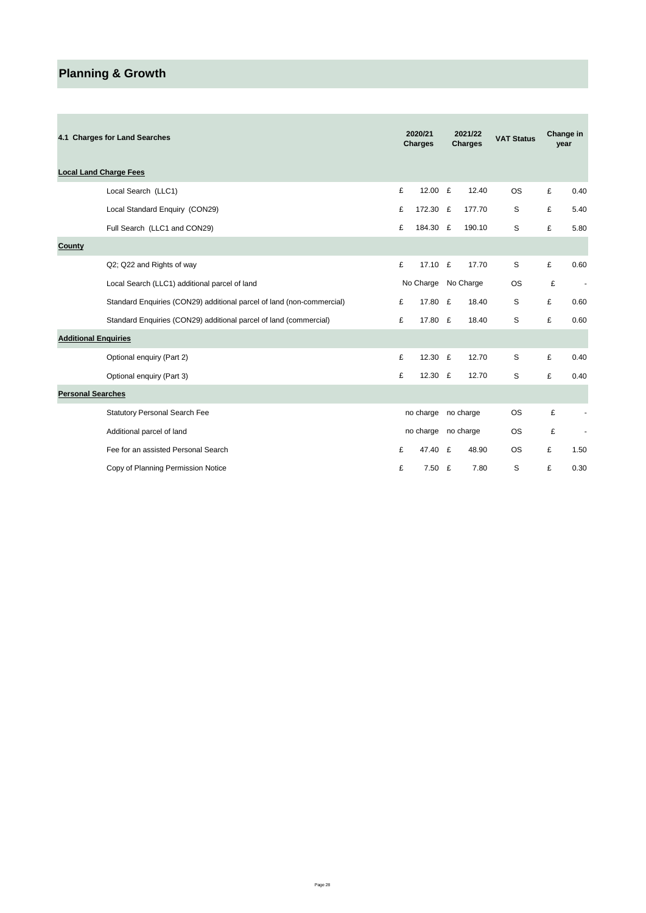# Planning & Growth

| 4.1 Charges for Land Searches | 2020/21 Charges | 2021/22 Charges | VAT Status | Change in year |
|---|---|---|---|---|
| **Local Land Charge Fees** | | | | |
| Local Search (LLC1) | £ 12.00 | £ 12.40 | OS | £ 0.40 |
| Local Standard Enquiry (CON29) | £ 172.30 | £ 177.70 | S | £ 5.40 |
| Full Search (LLC1 and CON29) | £ 184.30 | £ 190.10 | S | £ 5.80 |
| **County** | | | | |
| Q2; Q22 and Rights of way | £ 17.10 | £ 17.70 | S | £ 0.60 |
| Local Search (LLC1) additional parcel of land | No Charge | No Charge | OS | £ - |
| Standard Enquiries (CON29) additional parcel of land (non-commercial) | £ 17.80 | £ 18.40 | S | £ 0.60 |
| Standard Enquiries (CON29) additional parcel of land (commercial) | £ 17.80 | £ 18.40 | S | £ 0.60 |
| **Additional Enquiries** | | | | |
| Optional enquiry (Part 2) | £ 12.30 | £ 12.70 | S | £ 0.40 |
| Optional enquiry (Part 3) | £ 12.30 | £ 12.70 | S | £ 0.40 |
| **Personal Searches** | | | | |
| Statutory Personal Search Fee | no charge | no charge | OS | £ - |
| Additional parcel of land | no charge | no charge | OS | £ - |
| Fee for an assisted Personal Search | £ 47.40 | £ 48.90 | OS | £ 1.50 |
| Copy of Planning Permission Notice | £ 7.50 | £ 7.80 | S | £ 0.30 |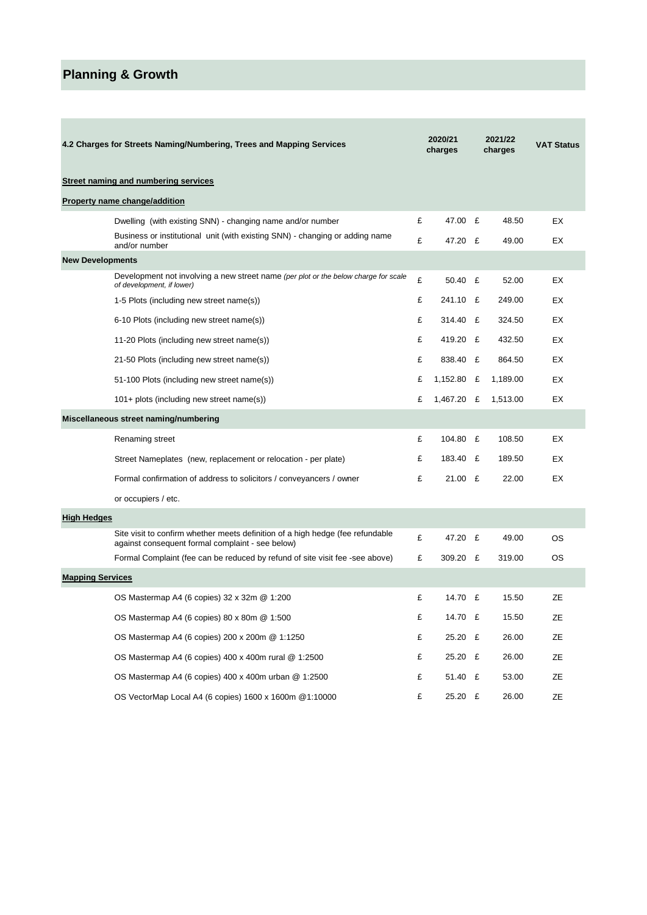# Planning & Growth

| 4.2 Charges for Streets Naming/Numbering, Trees and Mapping Services | 2020/21 charges | 2021/22 charges | VAT Status |
|---|---|---|---|
| **Street naming and numbering services** | | | |
| **Property name change/addition** | | | |
| Dwelling (with existing SNN) - changing name and/or number | £ 47.00 | £ 48.50 | EX |
| Business or institutional unit (with existing SNN) - changing or adding name and/or number | £ 47.20 | £ 49.00 | EX |
| **New Developments** | | | |
| Development not involving a new street name *(per plot or the below charge for scale of development, if lower)* | £ 50.40 | £ 52.00 | EX |
| 1-5 Plots (including new street name(s)) | £ 241.10 | £ 249.00 | EX |
| 6-10 Plots (including new street name(s)) | £ 314.40 | £ 324.50 | EX |
| 11-20 Plots (including new street name(s)) | £ 419.20 | £ 432.50 | EX |
| 21-50 Plots (including new street name(s)) | £ 838.40 | £ 864.50 | EX |
| 51-100 Plots (including new street name(s)) | £ 1,152.80 | £ 1,189.00 | EX |
| 101+ plots (including new street name(s)) | £ 1,467.20 | £ 1,513.00 | EX |
| **Miscellaneous street naming/numbering** | | | |
| Renaming street | £ 104.80 | £ 108.50 | EX |
| Street Nameplates (new, replacement or relocation - per plate) | £ 183.40 | £ 189.50 | EX |
| Formal confirmation of address to solicitors / conveyancers / owner or occupiers / etc. | £ 21.00 | £ 22.00 | EX |
| **High Hedges** | | | |
| Site visit to confirm whether meets definition of a high hedge (fee refundable against consequent formal complaint - see below) | £ 47.20 | £ 49.00 | OS |
| Formal Complaint (fee can be reduced by refund of site visit fee -see above) | £ 309.20 | £ 319.00 | OS |
| **Mapping Services** | | | |
| OS Mastermap A4 (6 copies) 32 x 32m @ 1:200 | £ 14.70 | £ 15.50 | ZE |
| OS Mastermap A4 (6 copies) 80 x 80m @ 1:500 | £ 14.70 | £ 15.50 | ZE |
| OS Mastermap A4 (6 copies) 200 x 200m @ 1:1250 | £ 25.20 | £ 26.00 | ZE |
| OS Mastermap A4 (6 copies) 400 x 400m rural @ 1:2500 | £ 25.20 | £ 26.00 | ZE |
| OS Mastermap A4 (6 copies) 400 x 400m urban @ 1:2500 | £ 51.40 | £ 53.00 | ZE |
| OS VectorMap Local A4 (6 copies) 1600 x 1600m @1:10000 | £ 25.20 | £ 26.00 | ZE |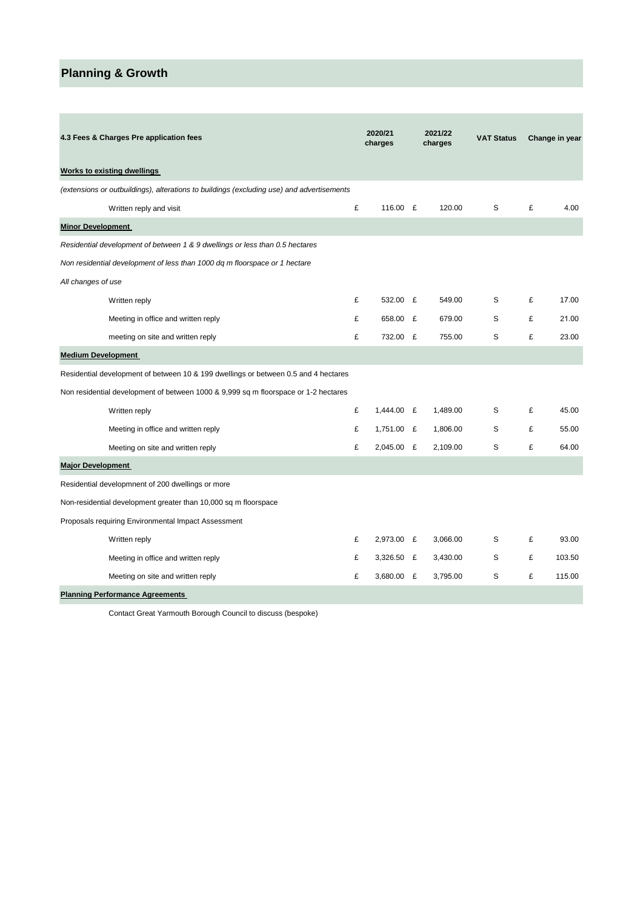# Planning & Growth

| 4.3 Fees & Charges Pre application fees | 2020/21 charges | 2021/22 charges | VAT Status | Change in year |
|---|---|---|---|---|
| **Works to existing dwellings** | | | | |
| *(extensions or outbuildings), alterations to buildings (excluding use) and advertisements* | | | | |
| Written reply and visit | £ 116.00 | £ 120.00 | S | £ 4.00 |
| **Minor Development** | | | | |
| *Residential development of between 1 & 9 dwellings or less than 0.5 hectares* | | | | |
| *Non residential development of less than 1000 dq m floorspace or 1 hectare* | | | | |
| *All changes of use* | | | | |
| Written reply | £ 532.00 | £ 549.00 | S | £ 17.00 |
| Meeting in office and written reply | £ 658.00 | £ 679.00 | S | £ 21.00 |
| meeting on site and written reply | £ 732.00 | £ 755.00 | S | £ 23.00 |
| **Medium Development** | | | | |
| Residential development of between 10 & 199 dwellings or between 0.5 and 4 hectares | | | | |
| Non residential development of between 1000 & 9,999 sq m floorspace or 1-2 hectares | | | | |
| Written reply | £ 1,444.00 | £ 1,489.00 | S | £ 45.00 |
| Meeting in office and written reply | £ 1,751.00 | £ 1,806.00 | S | £ 55.00 |
| Meeting on site and written reply | £ 2,045.00 | £ 2,109.00 | S | £ 64.00 |
| **Major Development** | | | | |
| Residential developmnent of 200 dwellings or more | | | | |
| Non-residential development greater than 10,000 sq m floorspace | | | | |
| Proposals requiring Environmental Impact Assessment | | | | |
| Written reply | £ 2,973.00 | £ 3,066.00 | S | £ 93.00 |
| Meeting in office and written reply | £ 3,326.50 | £ 3,430.00 | S | £ 103.50 |
| Meeting on site and written reply | £ 3,680.00 | £ 3,795.00 | S | £ 115.00 |
| **Planning Performance Agreements** | | | | |
| Contact Great Yarmouth Borough Council to discuss (bespoke) | | | | |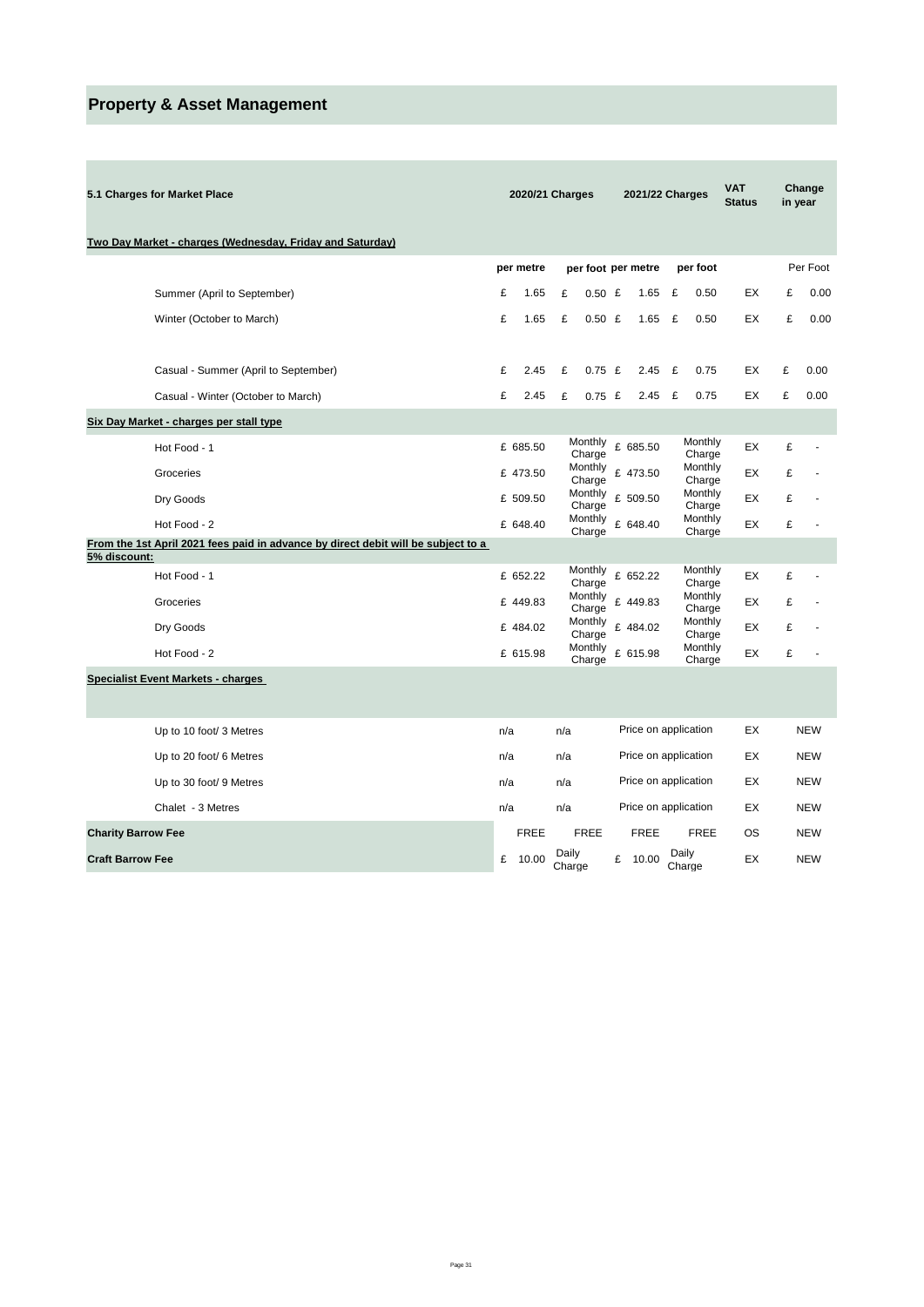# Property & Asset Management

| 5.1 Charges for Market Place | 2020/21 Charges | | 2021/22 Charges | | VAT Status | Change in year |
|---|---|---|---|---|---|---|
| **Two Day Market - charges (Wednesday, Friday and Saturday)** | | | | | | |
| | per metre | per foot | per metre | per foot | | Per Foot |
| Summer (April to September) | £ 1.65 | £ 0.50 | £ 1.65 | £ 0.50 | EX | £ 0.00 |
| Winter (October to March) | £ 1.65 | £ 0.50 | £ 1.65 | £ 0.50 | EX | £ 0.00 |
| Casual - Summer (April to September) | £ 2.45 | £ 0.75 | £ 2.45 | £ 0.75 | EX | £ 0.00 |
| Casual - Winter (October to March) | £ 2.45 | £ 0.75 | £ 2.45 | £ 0.75 | EX | £ 0.00 |
| **Six Day Market - charges per stall type** | | | | | | |
| Hot Food - 1 | £ 685.50 | Monthly Charge | £ 685.50 | Monthly Charge | EX | £ - |
| Groceries | £ 473.50 | Monthly Charge | £ 473.50 | Monthly Charge | EX | £ - |
| Dry Goods | £ 509.50 | Monthly Charge | £ 509.50 | Monthly Charge | EX | £ - |
| Hot Food - 2 | £ 648.40 | Monthly Charge | £ 648.40 | Monthly Charge | EX | £ - |
| **From the 1st April 2021 fees paid in advance by direct debit will be subject to a 5% discount:** | | | | | | |
| Hot Food - 1 | £ 652.22 | Monthly Charge | £ 652.22 | Monthly Charge | EX | £ - |
| Groceries | £ 449.83 | Monthly Charge | £ 449.83 | Monthly Charge | EX | £ - |
| Dry Goods | £ 484.02 | Monthly Charge | £ 484.02 | Monthly Charge | EX | £ - |
| Hot Food - 2 | £ 615.98 | Monthly Charge | £ 615.98 | Monthly Charge | EX | £ - |
| **Specialist Event Markets - charges** | | | | | | |
| Up to 10 foot/ 3 Metres | n/a | n/a | Price on application | | EX | NEW |
| Up to 20 foot/ 6 Metres | n/a | n/a | Price on application | | EX | NEW |
| Up to 30 foot/ 9 Metres | n/a | n/a | Price on application | | EX | NEW |
| Chalet - 3 Metres | n/a | n/a | Price on application | | EX | NEW |
| **Charity Barrow Fee** | FREE | FREE | FREE | FREE | OS | NEW |
| **Craft Barrow Fee** | £ 10.00 | Daily Charge | £ 10.00 | Daily Charge | EX | NEW |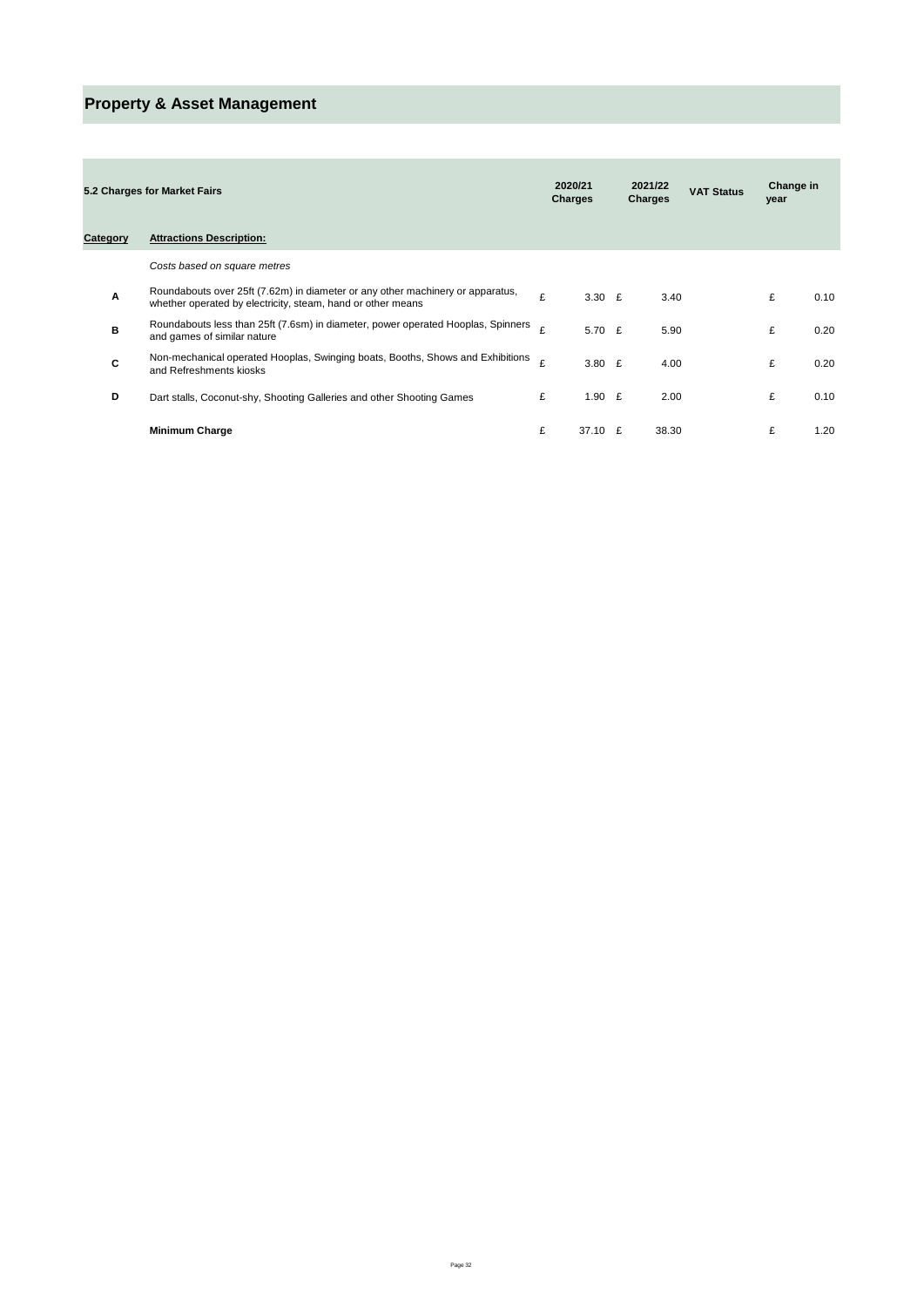# Property & Asset Management

| 5.2 Charges for Market Fairs | | 2020/21 Charges | 2021/22 Charges | VAT Status | Change in year |
|---|---|---|---|---|---|
| **Category** | **Attractions Description:** | | | | |
| | *Costs based on square metres* | | | | |
| A | Roundabouts over 25ft (7.62m) in diameter or any other machinery or apparatus, whether operated by electricity, steam, hand or other means | £ 3.30 | £ 3.40 | | £ 0.10 |
| B | Roundabouts less than 25ft (7.6sm) in diameter, power operated Hooplas, Spinners and games of similar nature | £ 5.70 | £ 5.90 | | £ 0.20 |
| C | Non-mechanical operated Hooplas, Swinging boats, Booths, Shows and Exhibitions and Refreshments kiosks | £ 3.80 | £ 4.00 | | £ 0.20 |
| D | Dart stalls, Coconut-shy, Shooting Galleries and other Shooting Games | £ 1.90 | £ 2.00 | | £ 0.10 |
| | **Minimum Charge** | £ 37.10 | £ 38.30 | | £ 1.20 |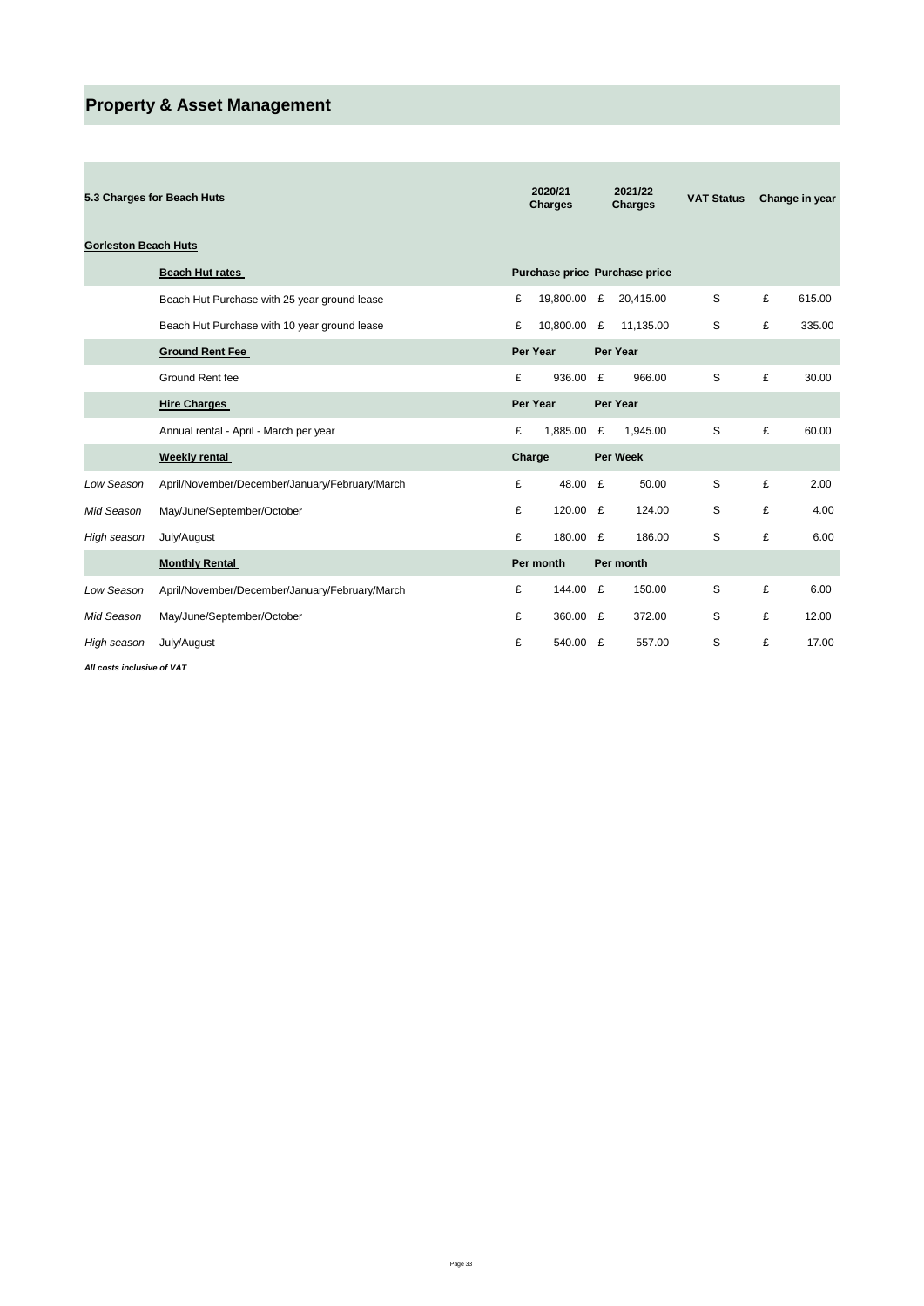# Property & Asset Management

| 5.3 Charges for Beach Huts | | 2020/21 Charges | 2021/22 Charges | VAT Status | Change in year |
|---|---|---|---|---|---|
| **Gorleston Beach Huts** | | | | | |
| | **Beach Hut rates** | **Purchase price** | **Purchase price** | | |
| | Beach Hut Purchase with 25 year ground lease | £ 19,800.00 | £ 20,415.00 | S | £ 615.00 |
| | Beach Hut Purchase with 10 year ground lease | £ 10,800.00 | £ 11,135.00 | S | £ 335.00 |
| | **Ground Rent Fee** | **Per Year** | **Per Year** | | |
| | Ground Rent fee | £ 936.00 | £ 966.00 | S | £ 30.00 |
| | **Hire Charges** | **Per Year** | **Per Year** | | |
| | Annual rental - April - March per year | £ 1,885.00 | £ 1,945.00 | S | £ 60.00 |
| | **Weekly rental** | **Charge** | **Per Week** | | |
| *Low Season* | April/November/December/January/February/March | £ 48.00 | £ 50.00 | S | £ 2.00 |
| *Mid Season* | May/June/September/October | £ 120.00 | £ 124.00 | S | £ 4.00 |
| *High season* | July/August | £ 180.00 | £ 186.00 | S | £ 6.00 |
| | **Monthly Rental** | **Per month** | **Per month** | | |
| *Low Season* | April/November/December/January/February/March | £ 144.00 | £ 150.00 | S | £ 6.00 |
| *Mid Season* | May/June/September/October | £ 360.00 | £ 372.00 | S | £ 12.00 |
| *High season* | July/August | £ 540.00 | £ 557.00 | S | £ 17.00 |

***All costs inclusive of VAT***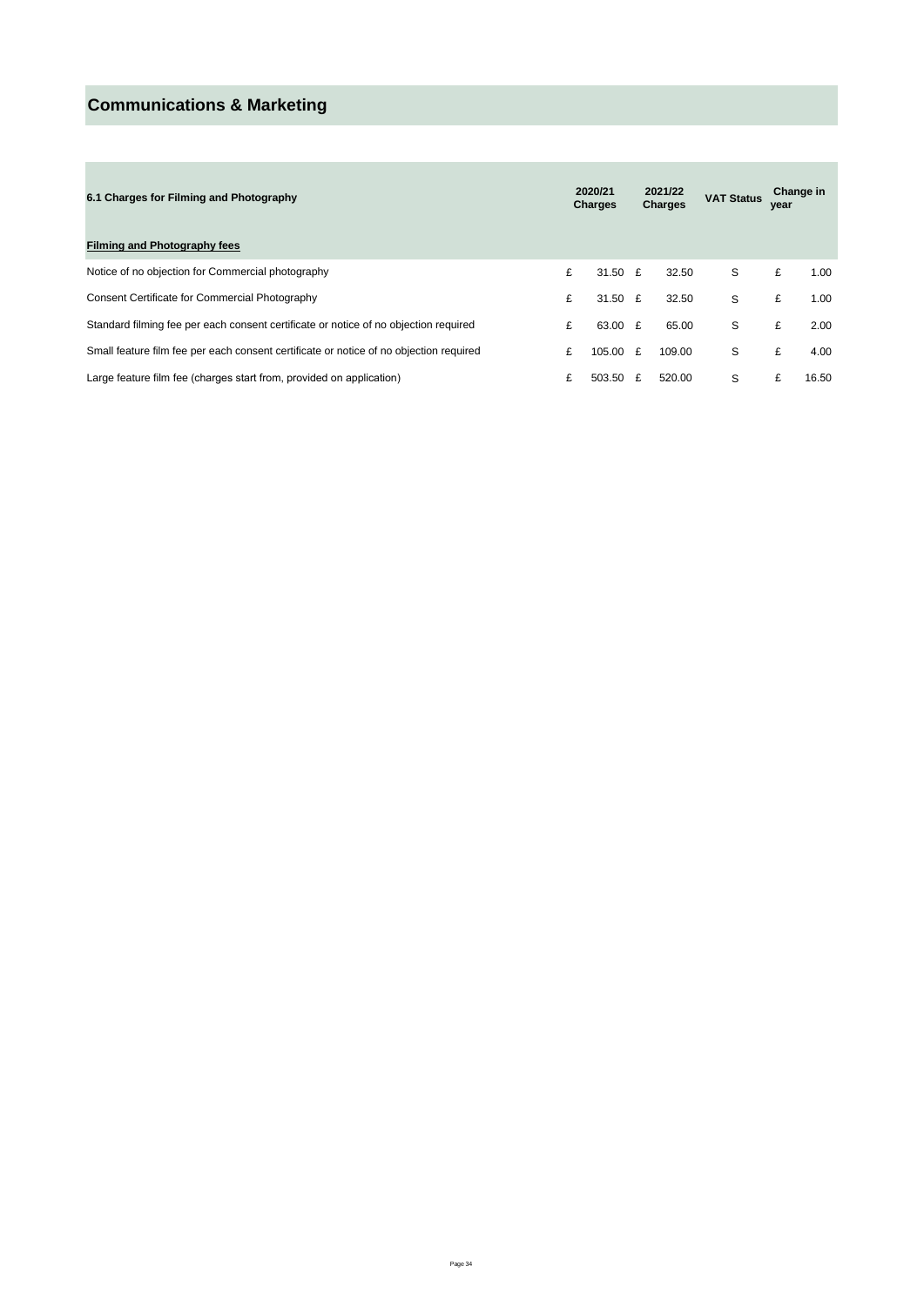# Communications & Marketing

| 6.1 Charges for Filming and Photography | 2020/21 Charges | 2021/22 Charges | VAT Status | Change in year |
|---|---|---|---|---|
| **Filming and Photography fees** | | | | |
| Notice of no objection for Commercial photography | £ 31.50 | £ 32.50 | S | £ 1.00 |
| Consent Certificate for Commercial Photography | £ 31.50 | £ 32.50 | S | £ 1.00 |
| Standard filming fee per each consent certificate or notice of no objection required | £ 63.00 | £ 65.00 | S | £ 2.00 |
| Small feature film fee per each consent certificate or notice of no objection required | £ 105.00 | £ 109.00 | S | £ 4.00 |
| Large feature film fee (charges start from, provided on application) | £ 503.50 | £ 520.00 | S | £ 16.50 |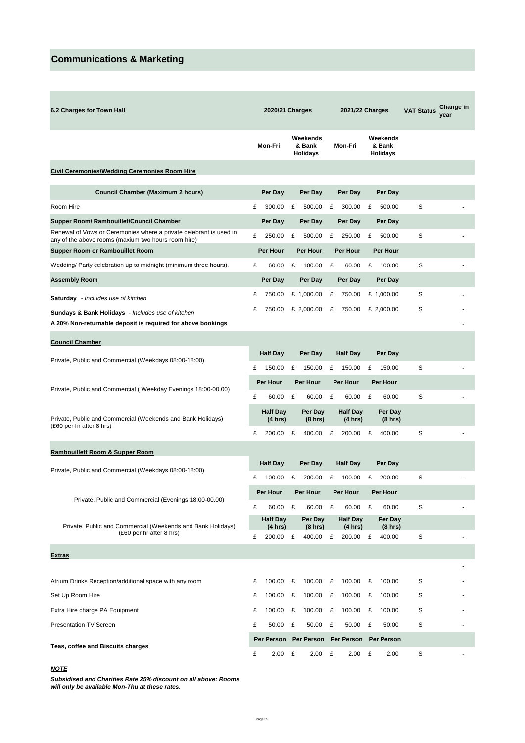# Communications & Marketing

| 6.2 Charges for Town Hall | 2020/21 Charges | | 2021/22 Charges | | VAT Status | Change in year |
|---|---|---|---|---|---|---|
| | Mon-Fri | Weekends & Bank Holidays | Mon-Fri | Weekends & Bank Holidays | | |
| **Civil Ceremonies/Wedding Ceremonies Room Hire** | | | | | | |
| **Council Chamber (Maximum 2 hours)** | **Per Day** | **Per Day** | **Per Day** | **Per Day** | | |
| Room Hire | £ 300.00 | £ 500.00 | £ 300.00 | £ 500.00 | S | - |
| **Supper Room/ Rambouillet/Council Chamber** | **Per Day** | **Per Day** | **Per Day** | **Per Day** | | |
| Renewal of Vows or Ceremonies where a private celebrant is used in any of the above rooms (maxium two hours room hire) | £ 250.00 | £ 500.00 | £ 250.00 | £ 500.00 | S | - |
| **Supper Room or Rambouillet Room** | **Per Hour** | **Per Hour** | **Per Hour** | **Per Hour** | | |
| Wedding/ Party celebration up to midnight (minimum three hours). | £ 60.00 | £ 100.00 | £ 60.00 | £ 100.00 | S | - |
| **Assembly Room** | **Per Day** | **Per Day** | **Per Day** | **Per Day** | | |
| **Saturday** - *Includes use of kitchen* | £ 750.00 | £ 1,000.00 | £ 750.00 | £ 1,000.00 | S | - |
| **Sundays & Bank Holidays** - *Includes use of kitchen* | £ 750.00 | £ 2,000.00 | £ 750.00 | £ 2,000.00 | S | - |
| **A 20% Non-returnable deposit is required for above bookings** | | | | | | - |
| **Council Chamber** | | | | | | |
| Private, Public and Commercial (Weekdays 08:00-18:00) | **Half Day** | **Per Day** | **Half Day** | **Per Day** | | |
| | £ 150.00 | £ 150.00 | £ 150.00 | £ 150.00 | S | - |
| Private, Public and Commercial ( Weekday Evenings 18:00-00.00) | **Per Hour** | **Per Hour** | **Per Hour** | **Per Hour** | | |
| | £ 60.00 | £ 60.00 | £ 60.00 | £ 60.00 | S | - |
| Private, Public and Commercial (Weekends and Bank Holidays) (£60 per hr after 8 hrs) | **Half Day (4 hrs)** | **Per Day (8 hrs)** | **Half Day (4 hrs)** | **Per Day (8 hrs)** | | |
| | £ 200.00 | £ 400.00 | £ 200.00 | £ 400.00 | S | - |
| **Rambouillett Room & Supper Room** | | | | | | |
| Private, Public and Commercial (Weekdays 08:00-18:00) | **Half Day** | **Per Day** | **Half Day** | **Per Day** | | |
| | £ 100.00 | £ 200.00 | £ 100.00 | £ 200.00 | S | - |
| Private, Public and Commercial (Evenings 18:00-00.00) | **Per Hour** | **Per Hour** | **Per Hour** | **Per Hour** | | |
| | £ 60.00 | £ 60.00 | £ 60.00 | £ 60.00 | S | - |
| Private, Public and Commercial (Weekends and Bank Holidays) (£60 per hr after 8 hrs) | **Half Day (4 hrs)** | **Per Day (8 hrs)** | **Half Day (4 hrs)** | **Per Day (8 hrs)** | | |
| | £ 200.00 | £ 400.00 | £ 200.00 | £ 400.00 | S | - |
| **Extras** | | | | | | |
| | | | | | | - |
| Atrium Drinks Reception/additional space with any room | £ 100.00 | £ 100.00 | £ 100.00 | £ 100.00 | S | - |
| Set Up Room Hire | £ 100.00 | £ 100.00 | £ 100.00 | £ 100.00 | S | - |
| Extra Hire charge PA Equipment | £ 100.00 | £ 100.00 | £ 100.00 | £ 100.00 | S | - |
| Presentation TV Screen | £ 50.00 | £ 50.00 | £ 50.00 | £ 50.00 | S | - |
| **Teas, coffee and Biscuits charges** | **Per Person** | **Per Person** | **Per Person** | **Per Person** | | |
| | £ 2.00 | £ 2.00 | £ 2.00 | £ 2.00 | S | - |

***NOTE***

***Subsidised and Charities Rate 25% discount on all above: Rooms will only be available Mon-Thu at these rates.***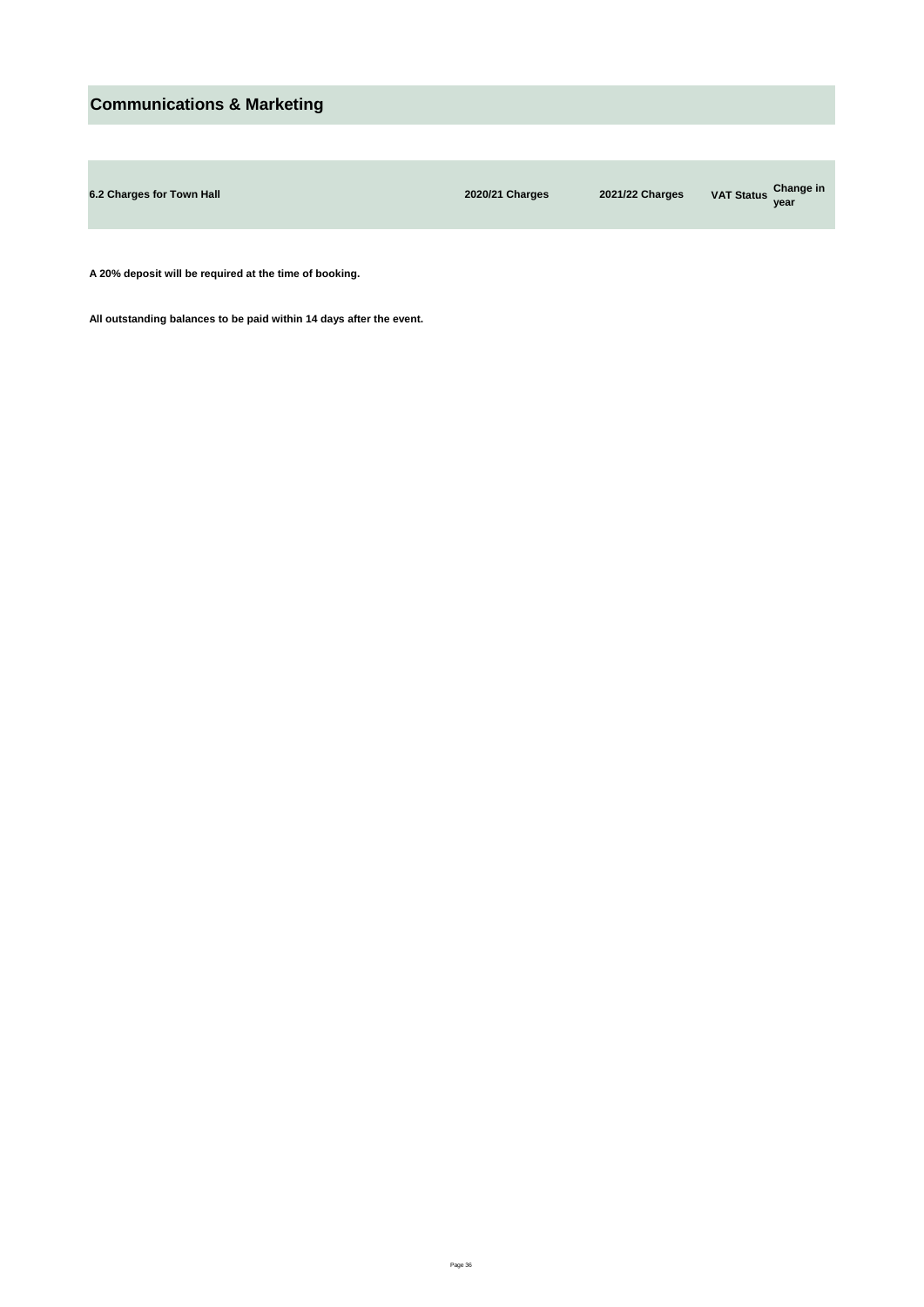# Communications & Marketing

| 6.2 Charges for Town Hall | 2020/21 Charges | 2021/22 Charges | VAT Status | Change in year |
|---|---|---|---|---|

**A 20% deposit will be required at the time of booking.**

**All outstanding balances to be paid within 14 days after the event.**